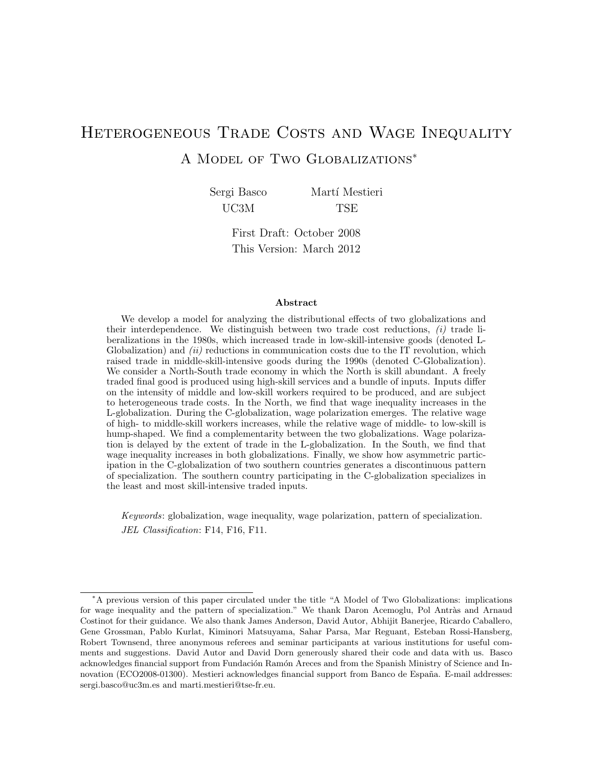# Heterogeneous Trade Costs and Wage Inequality

## A Model of Two Globalizations[*]

Sergi Basco
UC3M

Martí Mestieri
TSE

First Draft: October 2008
This Version: March 2012

### Abstract

We develop a model for analyzing the distributional effects of two globalizations and their interdependence. We distinguish between two trade cost reductions, *(i)* trade liberalizations in the 1980s, which increased trade in low-skill-intensive goods (denoted L-Globalization) and *(ii)* reductions in communication costs due to the IT revolution, which raised trade in middle-skill-intensive goods during the 1990s (denoted C-Globalization). We consider a North-South trade economy in which the North is skill abundant. A freely traded final good is produced using high-skill services and a bundle of inputs. Inputs differ on the intensity of middle and low-skill workers required to be produced, and are subject to heterogeneous trade costs. In the North, we find that wage inequality increases in the L-globalization. During the C-globalization, wage polarization emerges. The relative wage of high- to middle-skill workers increases, while the relative wage of middle- to low-skill is hump-shaped. We find a complementarity between the two globalizations. Wage polarization is delayed by the extent of trade in the L-globalization. In the South, we find that wage inequality increases in both globalizations. Finally, we show how asymmetric participation in the C-globalization of two southern countries generates a discontinuous pattern of specialization. The southern country participating in the C-globalization specializes in the least and most skill-intensive traded inputs.

*Keywords*: globalization, wage inequality, wage polarization, pattern of specialization.
*JEL Classification*: F14, F16, F11.

---

[*]A previous version of this paper circulated under the title "A Model of Two Globalizations: implications for wage inequality and the pattern of specialization." We thank Daron Acemoglu, Pol Antràs and Arnaud Costinot for their guidance. We also thank James Anderson, David Autor, Abhijit Banerjee, Ricardo Caballero, Gene Grossman, Pablo Kurlat, Kiminori Matsuyama, Sahar Parsa, Mar Reguant, Esteban Rossi-Hansberg, Robert Townsend, three anonymous referees and seminar participants at various institutions for useful comments and suggestions. David Autor and David Dorn generously shared their code and data with us. Basco acknowledges financial support from Fundación Ramón Areces and from the Spanish Ministry of Science and Innovation (ECO2008-01300). Mestieri acknowledges financial support from Banco de España. E-mail addresses: sergi.basco@uc3m.es and marti.mestieri@tse-fr.eu.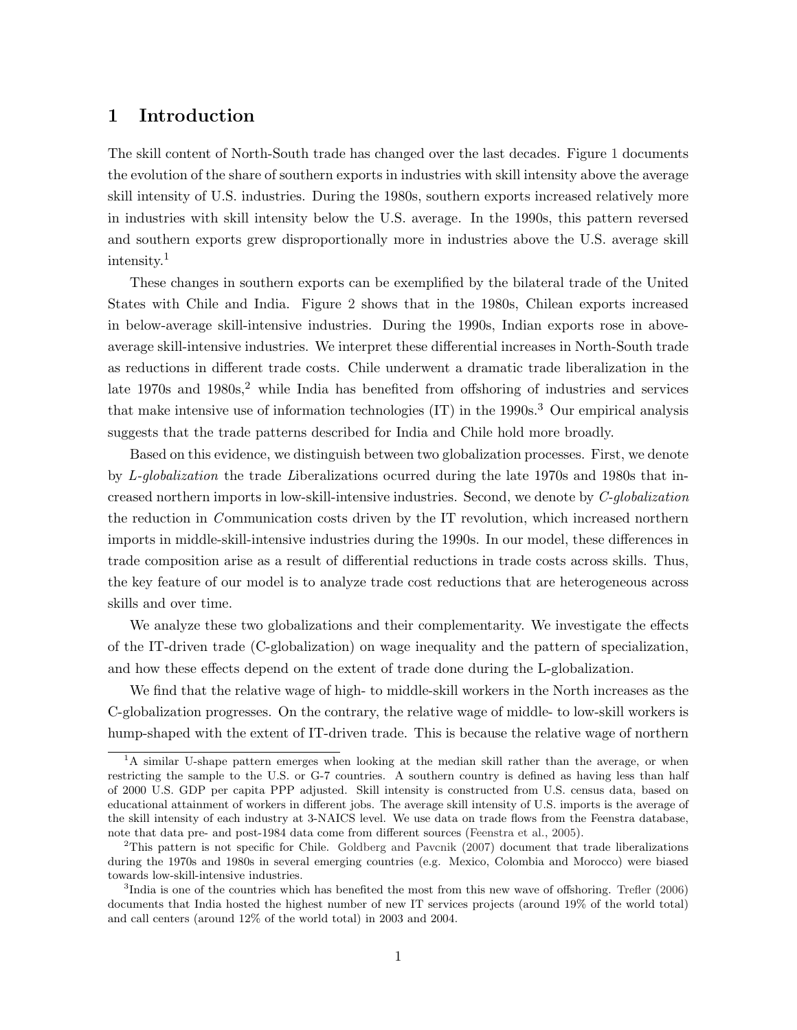# 1 Introduction

The skill content of North-South trade has changed over the last decades. Figure 1 documents the evolution of the share of southern exports in industries with skill intensity above the average skill intensity of U.S. industries. During the 1980s, southern exports increased relatively more in industries with skill intensity below the U.S. average. In the 1990s, this pattern reversed and southern exports grew disproportionally more in industries above the U.S. average skill intensity.[1]

These changes in southern exports can be exemplified by the bilateral trade of the United States with Chile and India. Figure 2 shows that in the 1980s, Chilean exports increased in below-average skill-intensive industries. During the 1990s, Indian exports rose in above-average skill-intensive industries. We interpret these differential increases in North-South trade as reductions in different trade costs. Chile underwent a dramatic trade liberalization in the late 1970s and 1980s,[2] while India has benefited from offshoring of industries and services that make intensive use of information technologies (IT) in the 1990s.[3] Our empirical analysis suggests that the trade patterns described for India and Chile hold more broadly.

Based on this evidence, we distinguish between two globalization processes. First, we denote by *L-globalization* the trade *L*iberalizations ocurred during the late 1970s and 1980s that increased northern imports in low-skill-intensive industries. Second, we denote by *C-globalization* the reduction in *C*ommunication costs driven by the IT revolution, which increased northern imports in middle-skill-intensive industries during the 1990s. In our model, these differences in trade composition arise as a result of differential reductions in trade costs across skills. Thus, the key feature of our model is to analyze trade cost reductions that are heterogeneous across skills and over time.

We analyze these two globalizations and their complementarity. We investigate the effects of the IT-driven trade (C-globalization) on wage inequality and the pattern of specialization, and how these effects depend on the extent of trade done during the L-globalization.

We find that the relative wage of high- to middle-skill workers in the North increases as the C-globalization progresses. On the contrary, the relative wage of middle- to low-skill workers is hump-shaped with the extent of IT-driven trade. This is because the relative wage of northern

[1] A similar U-shape pattern emerges when looking at the median skill rather than the average, or when restricting the sample to the U.S. or G-7 countries. A southern country is defined as having less than half of 2000 U.S. GDP per capita PPP adjusted. Skill intensity is constructed from U.S. census data, based on educational attainment of workers in different jobs. The average skill intensity of U.S. imports is the average of the skill intensity of each industry at 3-NAICS level. We use data on trade flows from the Feenstra database, note that data pre- and post-1984 data come from different sources (Feenstra et al., 2005).

[2] This pattern is not specific for Chile. Goldberg and Pavcnik (2007) document that trade liberalizations during the 1970s and 1980s in several emerging countries (e.g. Mexico, Colombia and Morocco) were biased towards low-skill-intensive industries.

[3] India is one of the countries which has benefited the most from this new wave of offshoring. Trefler (2006) documents that India hosted the highest number of new IT services projects (around 19% of the world total) and call centers (around 12% of the world total) in 2003 and 2004.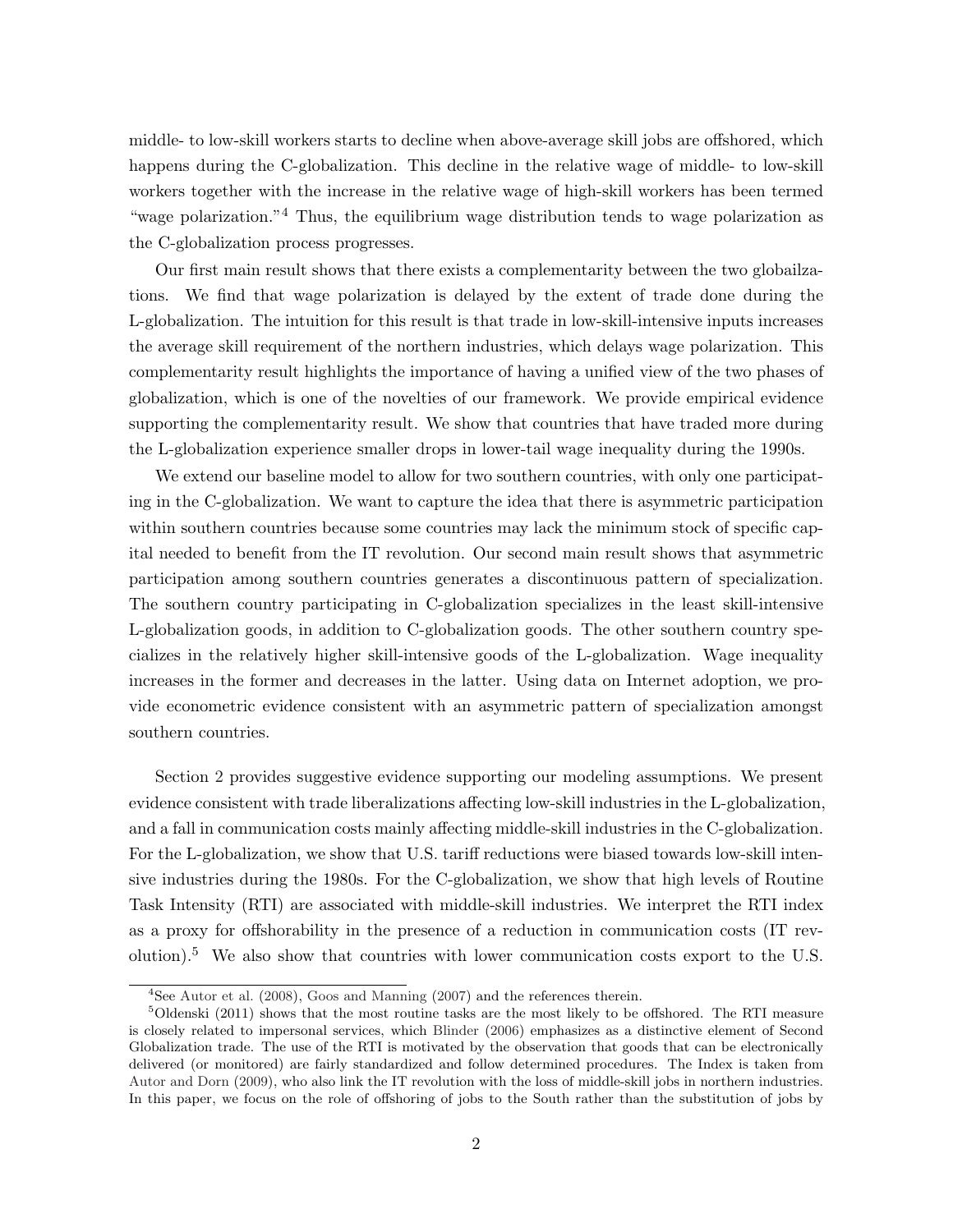middle- to low-skill workers starts to decline when above-average skill jobs are offshored, which happens during the C-globalization. This decline in the relative wage of middle- to low-skill workers together with the increase in the relative wage of high-skill workers has been termed "wage polarization."[4] Thus, the equilibrium wage distribution tends to wage polarization as the C-globalization process progresses.

Our first main result shows that there exists a complementarity between the two globailzations. We find that wage polarization is delayed by the extent of trade done during the L-globalization. The intuition for this result is that trade in low-skill-intensive inputs increases the average skill requirement of the northern industries, which delays wage polarization. This complementarity result highlights the importance of having a unified view of the two phases of globalization, which is one of the novelties of our framework. We provide empirical evidence supporting the complementarity result. We show that countries that have traded more during the L-globalization experience smaller drops in lower-tail wage inequality during the 1990s.

We extend our baseline model to allow for two southern countries, with only one participating in the C-globalization. We want to capture the idea that there is asymmetric participation within southern countries because some countries may lack the minimum stock of specific capital needed to benefit from the IT revolution. Our second main result shows that asymmetric participation among southern countries generates a discontinuous pattern of specialization. The southern country participating in C-globalization specializes in the least skill-intensive L-globalization goods, in addition to C-globalization goods. The other southern country specializes in the relatively higher skill-intensive goods of the L-globalization. Wage inequality increases in the former and decreases in the latter. Using data on Internet adoption, we provide econometric evidence consistent with an asymmetric pattern of specialization amongst southern countries.

Section 2 provides suggestive evidence supporting our modeling assumptions. We present evidence consistent with trade liberalizations affecting low-skill industries in the L-globalization, and a fall in communication costs mainly affecting middle-skill industries in the C-globalization. For the L-globalization, we show that U.S. tariff reductions were biased towards low-skill intensive industries during the 1980s. For the C-globalization, we show that high levels of Routine Task Intensity (RTI) are associated with middle-skill industries. We interpret the RTI index as a proxy for offshorability in the presence of a reduction in communication costs (IT revolution).[5] We also show that countries with lower communication costs export to the U.S.

[4] See Autor et al. (2008), Goos and Manning (2007) and the references therein.

[5] Oldenski (2011) shows that the most routine tasks are the most likely to be offshored. The RTI measure is closely related to impersonal services, which Blinder (2006) emphasizes as a distinctive element of Second Globalization trade. The use of the RTI is motivated by the observation that goods that can be electronically delivered (or monitored) are fairly standardized and follow determined procedures. The Index is taken from Autor and Dorn (2009), who also link the IT revolution with the loss of middle-skill jobs in northern industries. In this paper, we focus on the role of offshoring of jobs to the South rather than the substitution of jobs by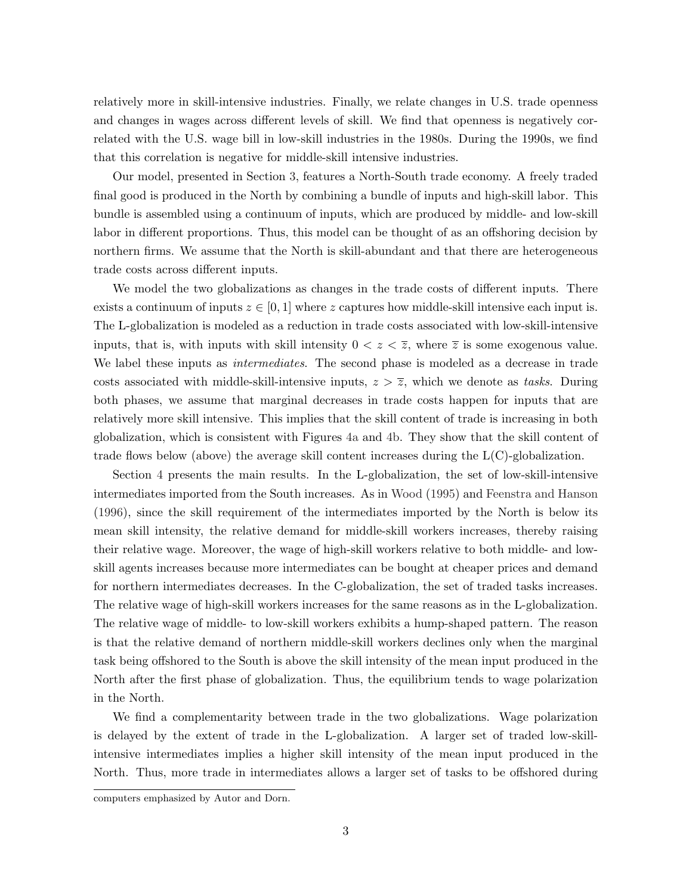relatively more in skill-intensive industries. Finally, we relate changes in U.S. trade openness and changes in wages across different levels of skill. We find that openness is negatively correlated with the U.S. wage bill in low-skill industries in the 1980s. During the 1990s, we find that this correlation is negative for middle-skill intensive industries.

Our model, presented in Section 3, features a North-South trade economy. A freely traded final good is produced in the North by combining a bundle of inputs and high-skill labor. This bundle is assembled using a continuum of inputs, which are produced by middle- and low-skill labor in different proportions. Thus, this model can be thought of as an offshoring decision by northern firms. We assume that the North is skill-abundant and that there are heterogeneous trade costs across different inputs.

We model the two globalizations as changes in the trade costs of different inputs. There exists a continuum of inputs $z \in [0, 1]$ where $z$ captures how middle-skill intensive each input is. The L-globalization is modeled as a reduction in trade costs associated with low-skill-intensive inputs, that is, with inputs with skill intensity $0 < z < \overline{z}$, where $\overline{z}$ is some exogenous value. We label these inputs as *intermediates*. The second phase is modeled as a decrease in trade costs associated with middle-skill-intensive inputs, $z > \overline{z}$, which we denote as *tasks*. During both phases, we assume that marginal decreases in trade costs happen for inputs that are relatively more skill intensive. This implies that the skill content of trade is increasing in both globalization, which is consistent with Figures 4a and 4b. They show that the skill content of trade flows below (above) the average skill content increases during the L(C)-globalization.

Section 4 presents the main results. In the L-globalization, the set of low-skill-intensive intermediates imported from the South increases. As in Wood (1995) and Feenstra and Hanson (1996), since the skill requirement of the intermediates imported by the North is below its mean skill intensity, the relative demand for middle-skill workers increases, thereby raising their relative wage. Moreover, the wage of high-skill workers relative to both middle- and low-skill agents increases because more intermediates can be bought at cheaper prices and demand for northern intermediates decreases. In the C-globalization, the set of traded tasks increases. The relative wage of high-skill workers increases for the same reasons as in the L-globalization. The relative wage of middle- to low-skill workers exhibits a hump-shaped pattern. The reason is that the relative demand of northern middle-skill workers declines only when the marginal task being offshored to the South is above the skill intensity of the mean input produced in the North after the first phase of globalization. Thus, the equilibrium tends to wage polarization in the North.

We find a complementarity between trade in the two globalizations. Wage polarization is delayed by the extent of trade in the L-globalization. A larger set of traded low-skill-intensive intermediates implies a higher skill intensity of the mean input produced in the North. Thus, more trade in intermediates allows a larger set of tasks to be offshored during

computers emphasized by Autor and Dorn.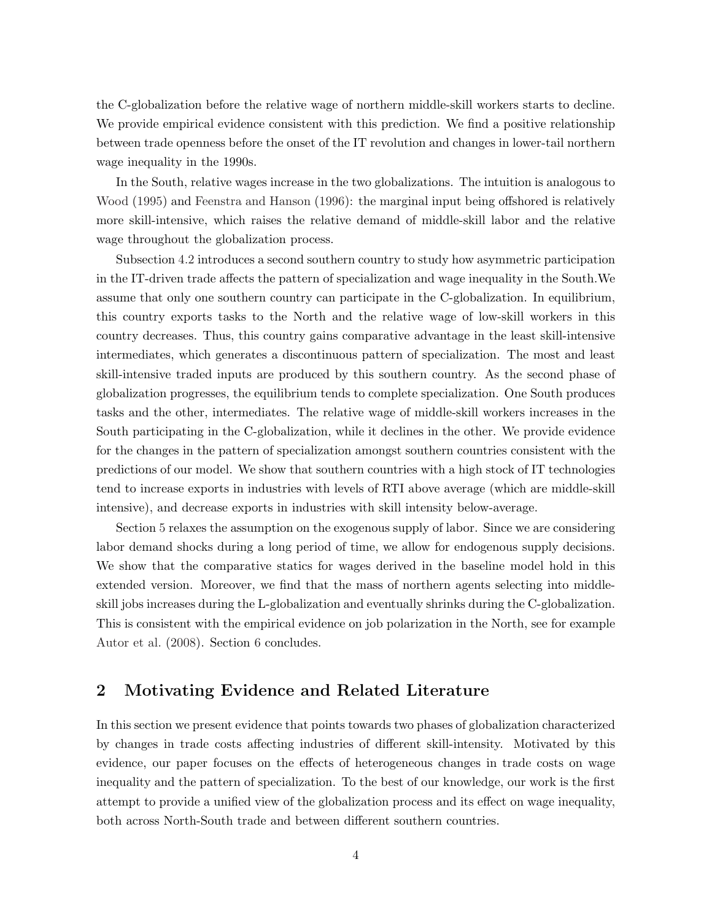the C-globalization before the relative wage of northern middle-skill workers starts to decline. We provide empirical evidence consistent with this prediction. We find a positive relationship between trade openness before the onset of the IT revolution and changes in lower-tail northern wage inequality in the 1990s.

In the South, relative wages increase in the two globalizations. The intuition is analogous to Wood (1995) and Feenstra and Hanson (1996): the marginal input being offshored is relatively more skill-intensive, which raises the relative demand of middle-skill labor and the relative wage throughout the globalization process.

Subsection 4.2 introduces a second southern country to study how asymmetric participation in the IT-driven trade affects the pattern of specialization and wage inequality in the South.We assume that only one southern country can participate in the C-globalization. In equilibrium, this country exports tasks to the North and the relative wage of low-skill workers in this country decreases. Thus, this country gains comparative advantage in the least skill-intensive intermediates, which generates a discontinuous pattern of specialization. The most and least skill-intensive traded inputs are produced by this southern country. As the second phase of globalization progresses, the equilibrium tends to complete specialization. One South produces tasks and the other, intermediates. The relative wage of middle-skill workers increases in the South participating in the C-globalization, while it declines in the other. We provide evidence for the changes in the pattern of specialization amongst southern countries consistent with the predictions of our model. We show that southern countries with a high stock of IT technologies tend to increase exports in industries with levels of RTI above average (which are middle-skill intensive), and decrease exports in industries with skill intensity below-average.

Section 5 relaxes the assumption on the exogenous supply of labor. Since we are considering labor demand shocks during a long period of time, we allow for endogenous supply decisions. We show that the comparative statics for wages derived in the baseline model hold in this extended version. Moreover, we find that the mass of northern agents selecting into middle-skill jobs increases during the L-globalization and eventually shrinks during the C-globalization. This is consistent with the empirical evidence on job polarization in the North, see for example Autor et al. (2008). Section 6 concludes.

## 2 Motivating Evidence and Related Literature

In this section we present evidence that points towards two phases of globalization characterized by changes in trade costs affecting industries of different skill-intensity. Motivated by this evidence, our paper focuses on the effects of heterogeneous changes in trade costs on wage inequality and the pattern of specialization. To the best of our knowledge, our work is the first attempt to provide a unified view of the globalization process and its effect on wage inequality, both across North-South trade and between different southern countries.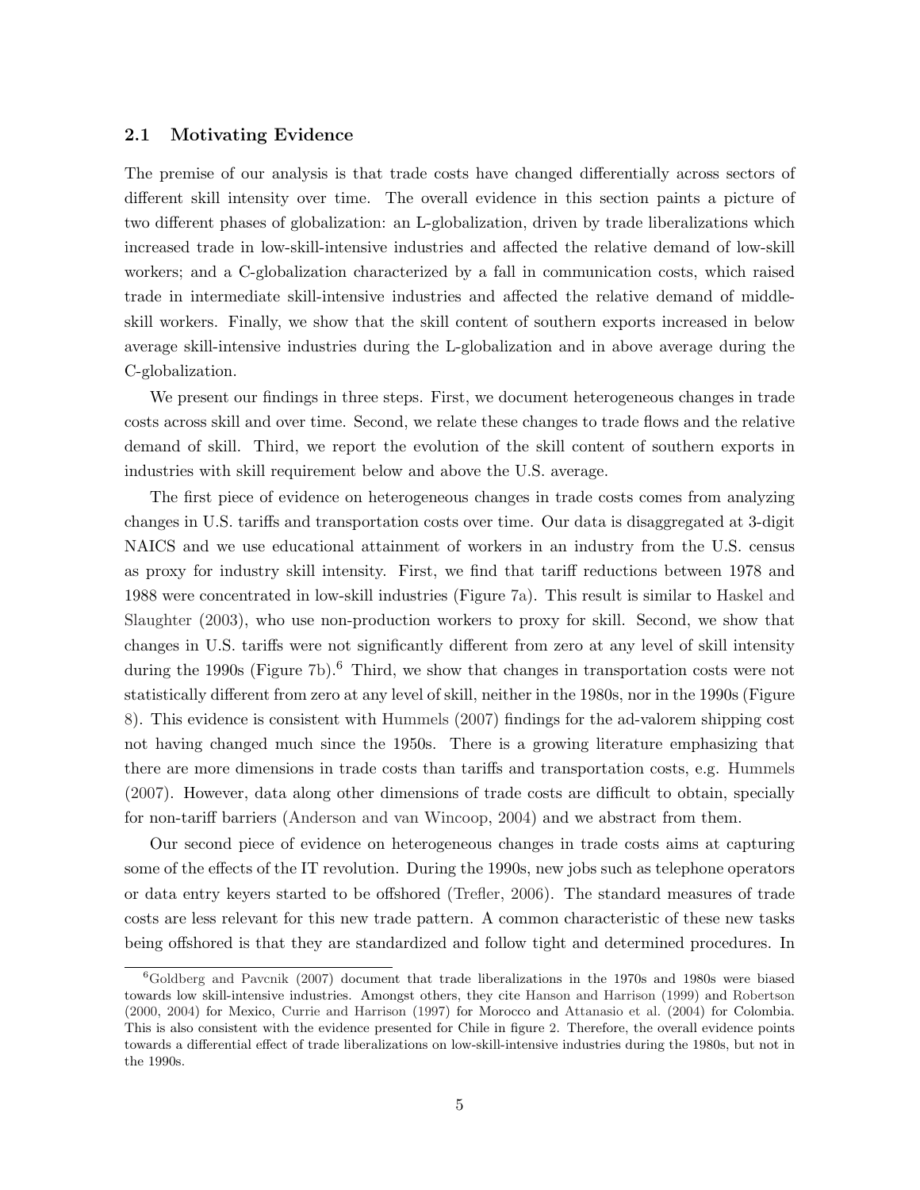### 2.1 Motivating Evidence

The premise of our analysis is that trade costs have changed differentially across sectors of different skill intensity over time. The overall evidence in this section paints a picture of two different phases of globalization: an L-globalization, driven by trade liberalizations which increased trade in low-skill-intensive industries and affected the relative demand of low-skill workers; and a C-globalization characterized by a fall in communication costs, which raised trade in intermediate skill-intensive industries and affected the relative demand of middle-skill workers. Finally, we show that the skill content of southern exports increased in below average skill-intensive industries during the L-globalization and in above average during the C-globalization.

We present our findings in three steps. First, we document heterogeneous changes in trade costs across skill and over time. Second, we relate these changes to trade flows and the relative demand of skill. Third, we report the evolution of the skill content of southern exports in industries with skill requirement below and above the U.S. average.

The first piece of evidence on heterogeneous changes in trade costs comes from analyzing changes in U.S. tariffs and transportation costs over time. Our data is disaggregated at 3-digit NAICS and we use educational attainment of workers in an industry from the U.S. census as proxy for industry skill intensity. First, we find that tariff reductions between 1978 and 1988 were concentrated in low-skill industries (Figure 7a). This result is similar to Haskel and Slaughter (2003), who use non-production workers to proxy for skill. Second, we show that changes in U.S. tariffs were not significantly different from zero at any level of skill intensity during the 1990s (Figure 7b).[6] Third, we show that changes in transportation costs were not statistically different from zero at any level of skill, neither in the 1980s, nor in the 1990s (Figure 8). This evidence is consistent with Hummels (2007) findings for the ad-valorem shipping cost not having changed much since the 1950s. There is a growing literature emphasizing that there are more dimensions in trade costs than tariffs and transportation costs, e.g. Hummels (2007). However, data along other dimensions of trade costs are difficult to obtain, specially for non-tariff barriers (Anderson and van Wincoop, 2004) and we abstract from them.

Our second piece of evidence on heterogeneous changes in trade costs aims at capturing some of the effects of the IT revolution. During the 1990s, new jobs such as telephone operators or data entry keyers started to be offshored (Trefler, 2006). The standard measures of trade costs are less relevant for this new trade pattern. A common characteristic of these new tasks being offshored is that they are standardized and follow tight and determined procedures. In

[6] Goldberg and Pavcnik (2007) document that trade liberalizations in the 1970s and 1980s were biased towards low skill-intensive industries. Amongst others, they cite Hanson and Harrison (1999) and Robertson (2000, 2004) for Mexico, Currie and Harrison (1997) for Morocco and Attanasio et al. (2004) for Colombia. This is also consistent with the evidence presented for Chile in figure 2. Therefore, the overall evidence points towards a differential effect of trade liberalizations on low-skill-intensive industries during the 1980s, but not in the 1990s.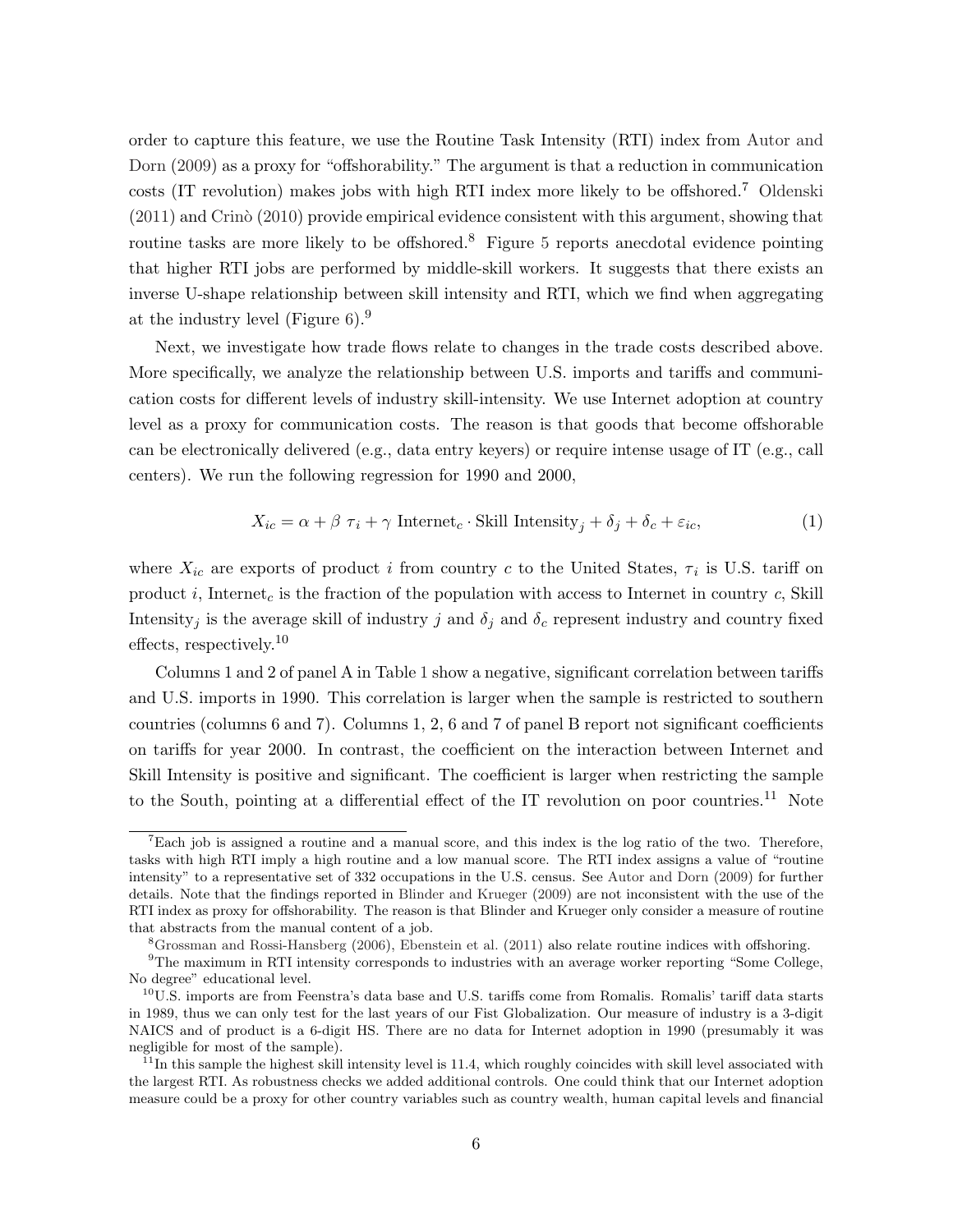order to capture this feature, we use the Routine Task Intensity (RTI) index from Autor and Dorn (2009) as a proxy for "offshorability." The argument is that a reduction in communication costs (IT revolution) makes jobs with high RTI index more likely to be offshored.[7] Oldenski (2011) and Crinò (2010) provide empirical evidence consistent with this argument, showing that routine tasks are more likely to be offshored.[8] Figure 5 reports anecdotal evidence pointing that higher RTI jobs are performed by middle-skill workers. It suggests that there exists an inverse U-shape relationship between skill intensity and RTI, which we find when aggregating at the industry level (Figure 6).[9]

Next, we investigate how trade flows relate to changes in the trade costs described above. More specifically, we analyze the relationship between U.S. imports and tariffs and communication costs for different levels of industry skill-intensity. We use Internet adoption at country level as a proxy for communication costs. The reason is that goods that become offshorable can be electronically delivered (e.g., data entry keyers) or require intense usage of IT (e.g., call centers). We run the following regression for 1990 and 2000,

$$X_{ic} = \alpha + \beta \; \tau_i + \gamma \; \text{Internet}_c \cdot \text{Skill Intensity}_j + \delta_j + \delta_c + \varepsilon_{ic}, \tag{1}$$

where $X_{ic}$ are exports of product $i$ from country $c$ to the United States, $\tau_i$ is U.S. tariff on product $i$, $\text{Internet}_c$ is the fraction of the population with access to Internet in country $c$, Skill $\text{Intensity}_j$ is the average skill of industry $j$ and $\delta_j$ and $\delta_c$ represent industry and country fixed effects, respectively.[10]

Columns 1 and 2 of panel A in Table 1 show a negative, significant correlation between tariffs and U.S. imports in 1990. This correlation is larger when the sample is restricted to southern countries (columns 6 and 7). Columns 1, 2, 6 and 7 of panel B report not significant coefficients on tariffs for year 2000. In contrast, the coefficient on the interaction between Internet and Skill Intensity is positive and significant. The coefficient is larger when restricting the sample to the South, pointing at a differential effect of the IT revolution on poor countries.[11] Note

[7] Each job is assigned a routine and a manual score, and this index is the log ratio of the two. Therefore, tasks with high RTI imply a high routine and a low manual score. The RTI index assigns a value of "routine intensity" to a representative set of 332 occupations in the U.S. census. See Autor and Dorn (2009) for further details. Note that the findings reported in Blinder and Krueger (2009) are not inconsistent with the use of the RTI index as proxy for offshorability. The reason is that Blinder and Krueger only consider a measure of routine that abstracts from the manual content of a job.

[8] Grossman and Rossi-Hansberg (2006), Ebenstein et al. (2011) also relate routine indices with offshoring.

[9] The maximum in RTI intensity corresponds to industries with an average worker reporting "Some College, No degree" educational level.

[10] U.S. imports are from Feenstra's data base and U.S. tariffs come from Romalis. Romalis' tariff data starts in 1989, thus we can only test for the last years of our Fist Globalization. Our measure of industry is a 3-digit NAICS and of product is a 6-digit HS. There are no data for Internet adoption in 1990 (presumably it was negligible for most of the sample).

[11] In this sample the highest skill intensity level is 11.4, which roughly coincides with skill level associated with the largest RTI. As robustness checks we added additional controls. One could think that our Internet adoption measure could be a proxy for other country variables such as country wealth, human capital levels and financial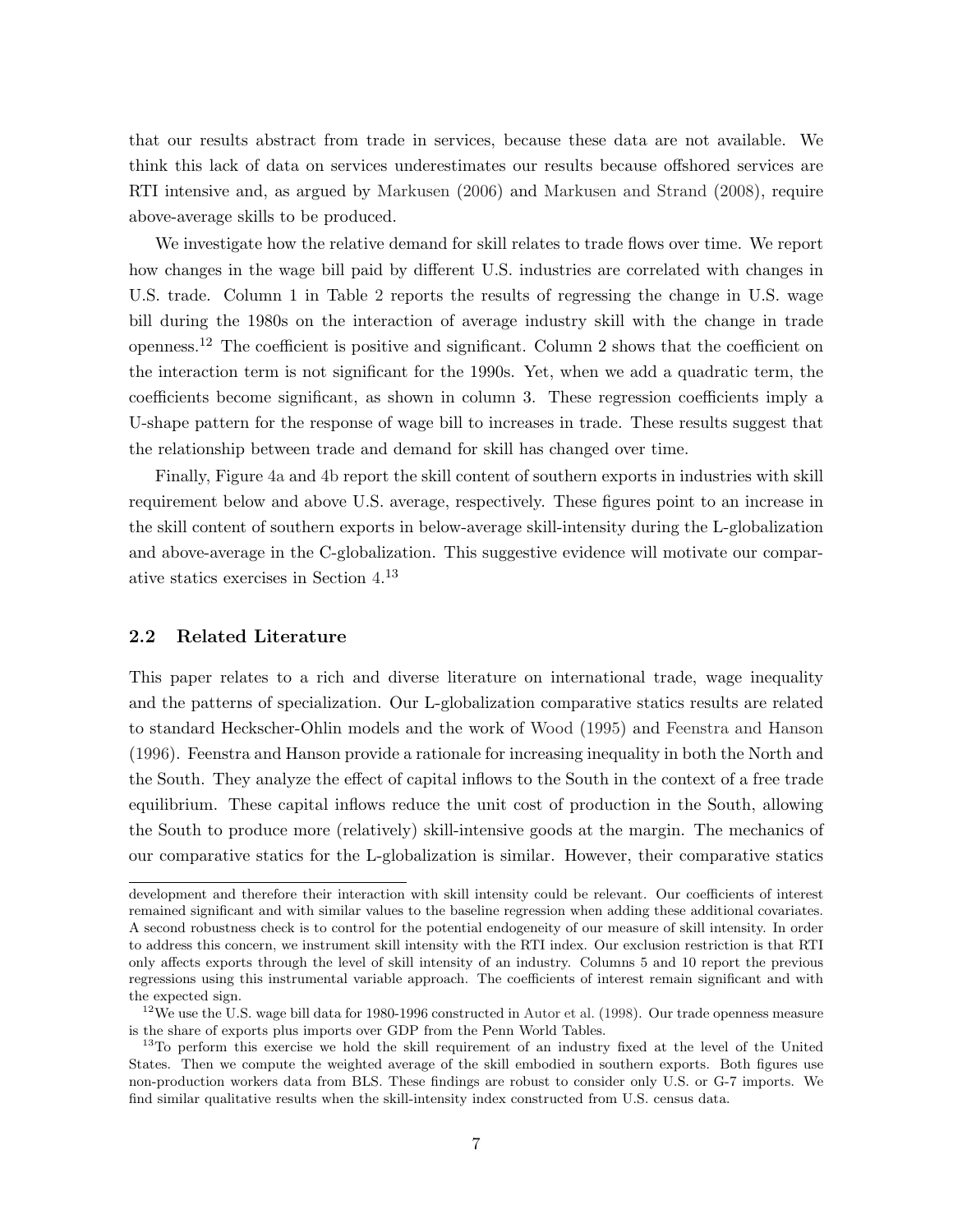that our results abstract from trade in services, because these data are not available. We think this lack of data on services underestimates our results because offshored services are RTI intensive and, as argued by Markusen (2006) and Markusen and Strand (2008), require above-average skills to be produced.

We investigate how the relative demand for skill relates to trade flows over time. We report how changes in the wage bill paid by different U.S. industries are correlated with changes in U.S. trade. Column 1 in Table 2 reports the results of regressing the change in U.S. wage bill during the 1980s on the interaction of average industry skill with the change in trade openness.[12] The coefficient is positive and significant. Column 2 shows that the coefficient on the interaction term is not significant for the 1990s. Yet, when we add a quadratic term, the coefficients become significant, as shown in column 3. These regression coefficients imply a U-shape pattern for the response of wage bill to increases in trade. These results suggest that the relationship between trade and demand for skill has changed over time.

Finally, Figure 4a and 4b report the skill content of southern exports in industries with skill requirement below and above U.S. average, respectively. These figures point to an increase in the skill content of southern exports in below-average skill-intensity during the L-globalization and above-average in the C-globalization. This suggestive evidence will motivate our comparative statics exercises in Section 4.[13]

## 2.2 Related Literature

This paper relates to a rich and diverse literature on international trade, wage inequality and the patterns of specialization. Our L-globalization comparative statics results are related to standard Heckscher-Ohlin models and the work of Wood (1995) and Feenstra and Hanson (1996). Feenstra and Hanson provide a rationale for increasing inequality in both the North and the South. They analyze the effect of capital inflows to the South in the context of a free trade equilibrium. These capital inflows reduce the unit cost of production in the South, allowing the South to produce more (relatively) skill-intensive goods at the margin. The mechanics of our comparative statics for the L-globalization is similar. However, their comparative statics

development and therefore their interaction with skill intensity could be relevant. Our coefficients of interest remained significant and with similar values to the baseline regression when adding these additional covariates. A second robustness check is to control for the potential endogeneity of our measure of skill intensity. In order to address this concern, we instrument skill intensity with the RTI index. Our exclusion restriction is that RTI only affects exports through the level of skill intensity of an industry. Columns 5 and 10 report the previous regressions using this instrumental variable approach. The coefficients of interest remain significant and with the expected sign.

[12] We use the U.S. wage bill data for 1980-1996 constructed in Autor et al. (1998). Our trade openness measure is the share of exports plus imports over GDP from the Penn World Tables.

[13] To perform this exercise we hold the skill requirement of an industry fixed at the level of the United States. Then we compute the weighted average of the skill embodied in southern exports. Both figures use non-production workers data from BLS. These findings are robust to consider only U.S. or G-7 imports. We find similar qualitative results when the skill-intensity index constructed from U.S. census data.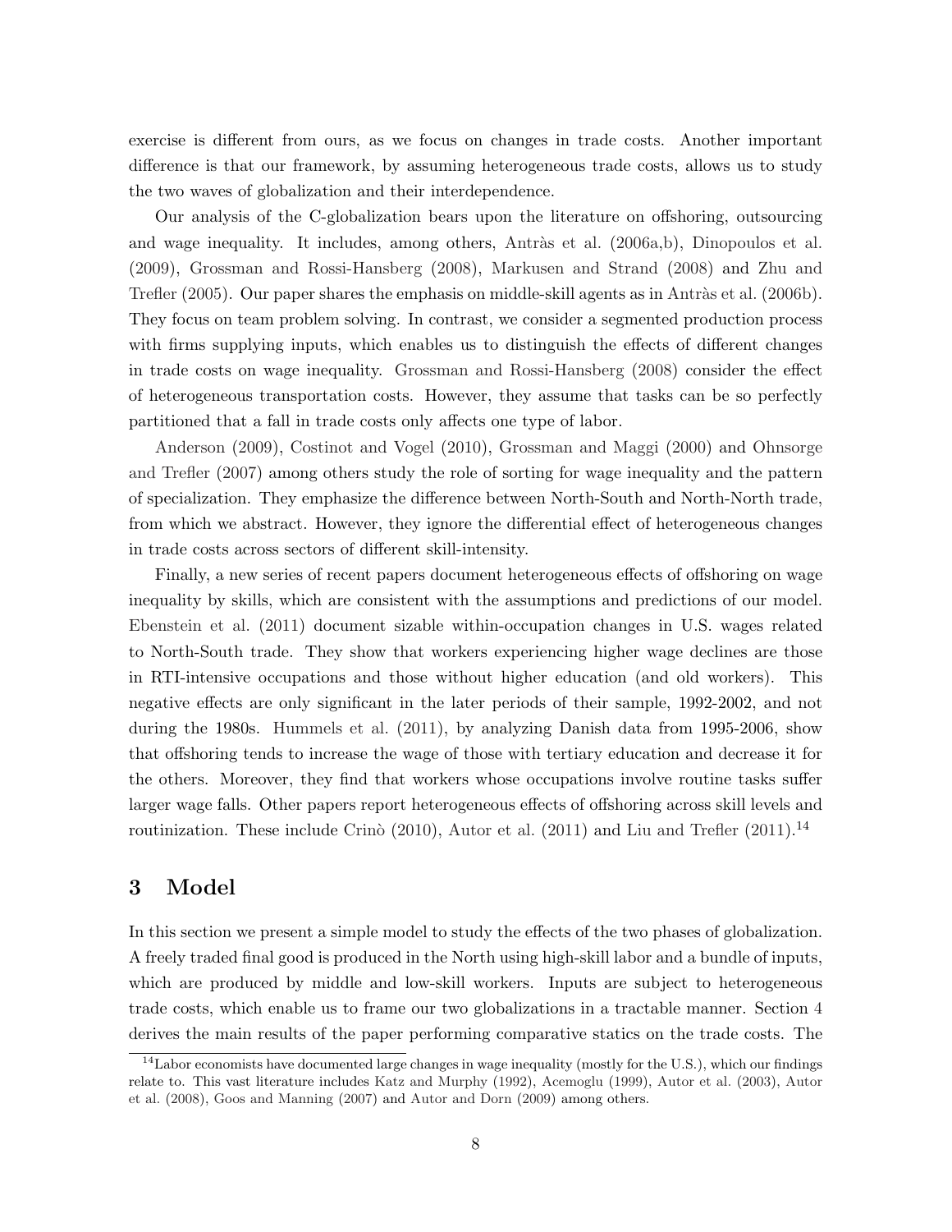exercise is different from ours, as we focus on changes in trade costs. Another important difference is that our framework, by assuming heterogeneous trade costs, allows us to study the two waves of globalization and their interdependence.

Our analysis of the C-globalization bears upon the literature on offshoring, outsourcing and wage inequality. It includes, among others, Antràs et al. (2006a,b), Dinopoulos et al. (2009), Grossman and Rossi-Hansberg (2008), Markusen and Strand (2008) and Zhu and Trefler (2005). Our paper shares the emphasis on middle-skill agents as in Antràs et al. (2006b). They focus on team problem solving. In contrast, we consider a segmented production process with firms supplying inputs, which enables us to distinguish the effects of different changes in trade costs on wage inequality. Grossman and Rossi-Hansberg (2008) consider the effect of heterogeneous transportation costs. However, they assume that tasks can be so perfectly partitioned that a fall in trade costs only affects one type of labor.

Anderson (2009), Costinot and Vogel (2010), Grossman and Maggi (2000) and Ohnsorge and Trefler (2007) among others study the role of sorting for wage inequality and the pattern of specialization. They emphasize the difference between North-South and North-North trade, from which we abstract. However, they ignore the differential effect of heterogeneous changes in trade costs across sectors of different skill-intensity.

Finally, a new series of recent papers document heterogeneous effects of offshoring on wage inequality by skills, which are consistent with the assumptions and predictions of our model. Ebenstein et al. (2011) document sizable within-occupation changes in U.S. wages related to North-South trade. They show that workers experiencing higher wage declines are those in RTI-intensive occupations and those without higher education (and old workers). This negative effects are only significant in the later periods of their sample, 1992-2002, and not during the 1980s. Hummels et al. (2011), by analyzing Danish data from 1995-2006, show that offshoring tends to increase the wage of those with tertiary education and decrease it for the others. Moreover, they find that workers whose occupations involve routine tasks suffer larger wage falls. Other papers report heterogeneous effects of offshoring across skill levels and routinization. These include Crinò (2010), Autor et al. (2011) and Liu and Trefler (2011).[14]

## 3 Model

In this section we present a simple model to study the effects of the two phases of globalization. A freely traded final good is produced in the North using high-skill labor and a bundle of inputs, which are produced by middle and low-skill workers. Inputs are subject to heterogeneous trade costs, which enable us to frame our two globalizations in a tractable manner. Section 4 derives the main results of the paper performing comparative statics on the trade costs. The

[14] Labor economists have documented large changes in wage inequality (mostly for the U.S.), which our findings relate to. This vast literature includes Katz and Murphy (1992), Acemoglu (1999), Autor et al. (2003), Autor et al. (2008), Goos and Manning (2007) and Autor and Dorn (2009) among others.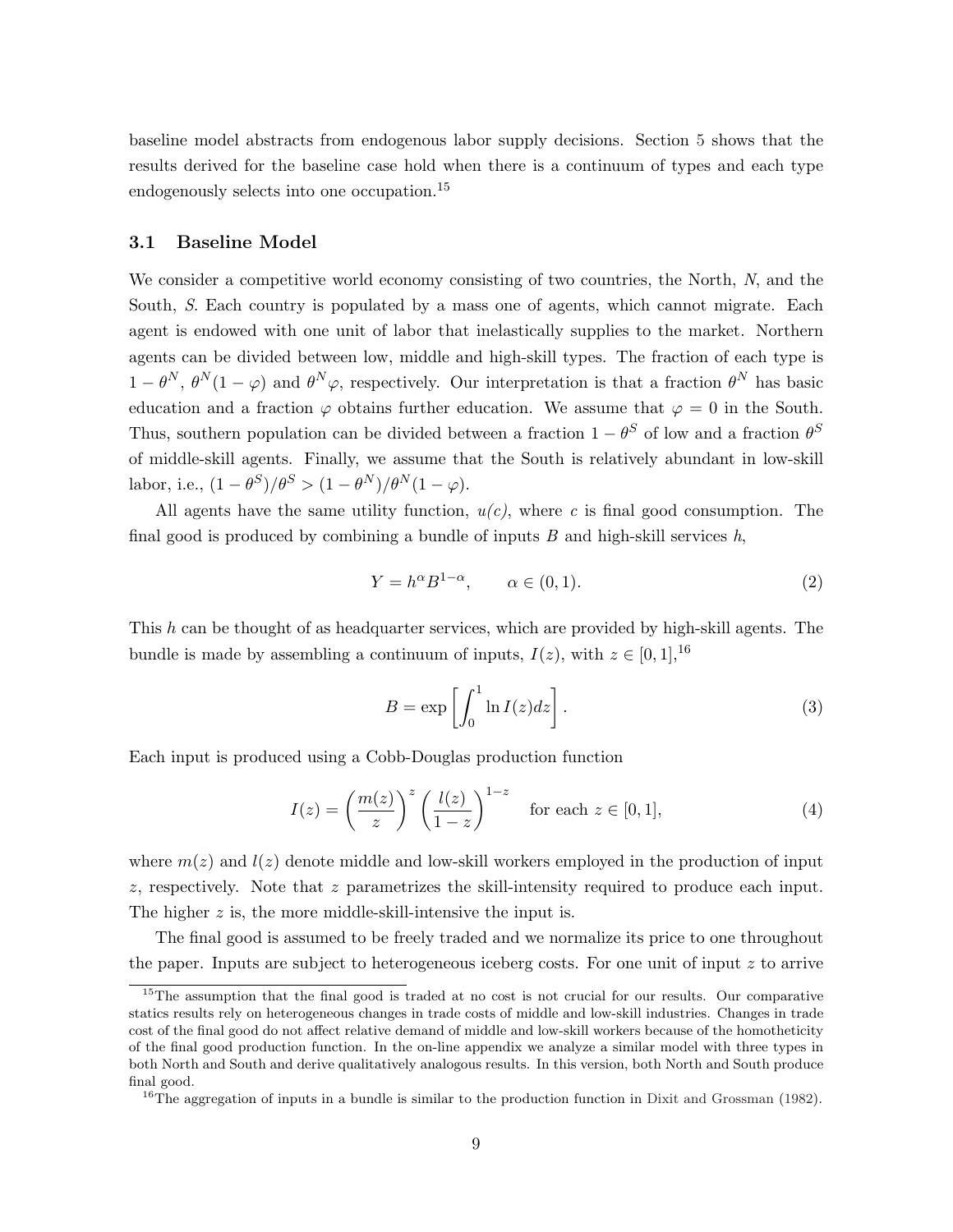baseline model abstracts from endogenous labor supply decisions. Section 5 shows that the results derived for the baseline case hold when there is a continuum of types and each type endogenously selects into one occupation.[15]

### 3.1 Baseline Model

We consider a competitive world economy consisting of two countries, the North, $N$, and the South, $S$. Each country is populated by a mass one of agents, which cannot migrate. Each agent is endowed with one unit of labor that inelastically supplies to the market. Northern agents can be divided between low, middle and high-skill types. The fraction of each type is $1 - \theta^N$, $\theta^N(1-\varphi)$ and $\theta^N\varphi$, respectively. Our interpretation is that a fraction $\theta^N$ has basic education and a fraction $\varphi$ obtains further education. We assume that $\varphi = 0$ in the South. Thus, southern population can be divided between a fraction $1-\theta^S$ of low and a fraction $\theta^S$ of middle-skill agents. Finally, we assume that the South is relatively abundant in low-skill labor, i.e., $(1-\theta^S)/\theta^S > (1-\theta^N)/\theta^N(1-\varphi)$.

All agents have the same utility function, $u(c)$, where $c$ is final good consumption. The final good is produced by combining a bundle of inputs $B$ and high-skill services $h$,

$$Y = h^\alpha B^{1-\alpha}, \qquad \alpha \in (0,1). \tag{2}$$

This $h$ can be thought of as headquarter services, which are provided by high-skill agents. The bundle is made by assembling a continuum of inputs, $I(z)$, with $z \in [0,1]$,[16]

$$B = \exp\left[\int_0^1 \ln I(z)dz\right]. \tag{3}$$

Each input is produced using a Cobb-Douglas production function

$$I(z) = \left(\frac{m(z)}{z}\right)^z \left(\frac{l(z)}{1-z}\right)^{1-z} \quad \text{for each } z \in [0,1], \tag{4}$$

where $m(z)$ and $l(z)$ denote middle and low-skill workers employed in the production of input $z$, respectively. Note that $z$ parametrizes the skill-intensity required to produce each input. The higher $z$ is, the more middle-skill-intensive the input is.

The final good is assumed to be freely traded and we normalize its price to one throughout the paper. Inputs are subject to heterogeneous iceberg costs. For one unit of input $z$ to arrive

[15] The assumption that the final good is traded at no cost is not crucial for our results. Our comparative statics results rely on heterogeneous changes in trade costs of middle and low-skill industries. Changes in trade cost of the final good do not affect relative demand of middle and low-skill workers because of the homotheticity of the final good production function. In the on-line appendix we analyze a similar model with three types in both North and South and derive qualitatively analogous results. In this version, both North and South produce final good.

[16] The aggregation of inputs in a bundle is similar to the production function in Dixit and Grossman (1982).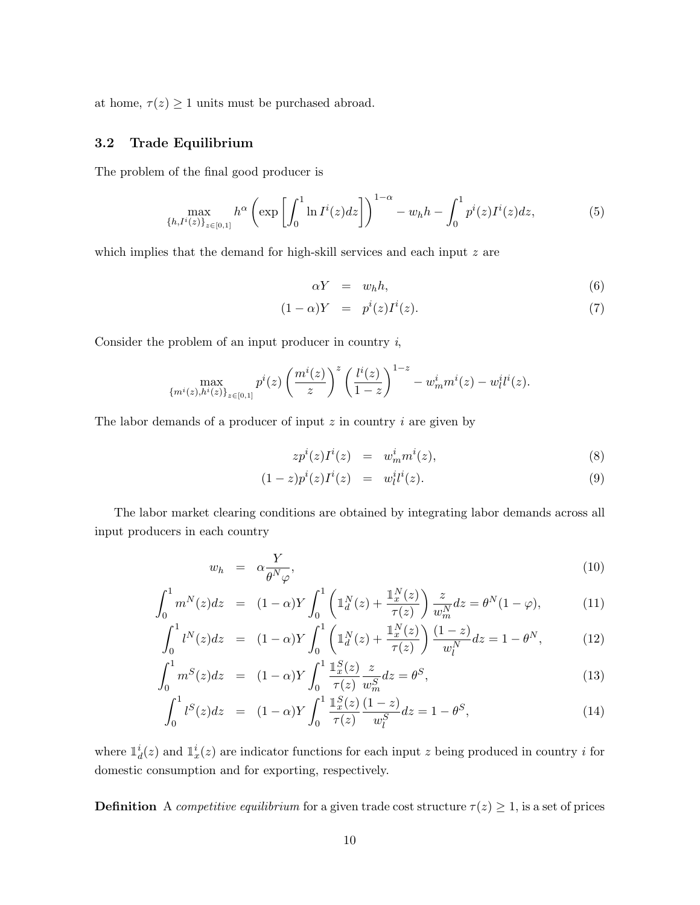at home, $\tau(z) \geq 1$ units must be purchased abroad.

### 3.2 Trade Equilibrium

The problem of the final good producer is

$$\max_{\{h, I^i(z)\}_{z\in[0,1]}} h^{\alpha} \left( \exp\left[ \int_0^1 \ln I^i(z) dz \right] \right)^{1-\alpha} - w_h h - \int_0^1 p^i(z) I^i(z) dz, \tag{5}$$

which implies that the demand for high-skill services and each input $z$ are

$$\alpha Y = w_h h, \tag{6}$$

$$(1-\alpha) Y = p^i(z) I^i(z). \tag{7}$$

Consider the problem of an input producer in country $i$,

$$\max_{\{m^i(z), h^i(z)\}_{z\in[0,1]}} p^i(z) \left( \frac{m^i(z)}{z} \right)^{z} \left( \frac{l^i(z)}{1-z} \right)^{1-z} - w_m^i m^i(z) - w_l^i l^i(z).$$

The labor demands of a producer of input $z$ in country $i$ are given by

$$z p^i(z) I^i(z) = w_m^i m^i(z), \tag{8}$$

$$(1-z) p^i(z) I^i(z) = w_l^i l^i(z). \tag{9}$$

The labor market clearing conditions are obtained by integrating labor demands across all input producers in each country

$$w_h = \alpha \frac{Y}{\theta^N \varphi}, \tag{10}$$

$$\int_0^1 m^N(z) dz = (1-\alpha) Y \int_0^1 \left( \mathbb{1}_d^N(z) + \frac{\mathbb{1}_x^N(z)}{\tau(z)} \right) \frac{z}{w_m^N} dz = \theta^N (1-\varphi), \tag{11}$$

$$\int_0^1 l^N(z) dz = (1-\alpha) Y \int_0^1 \left( \mathbb{1}_d^N(z) + \frac{\mathbb{1}_x^N(z)}{\tau(z)} \right) \frac{(1-z)}{w_l^N} dz = 1 - \theta^N, \tag{12}$$

$$\int_0^1 m^S(z) dz = (1-\alpha) Y \int_0^1 \frac{\mathbb{1}_x^S(z)}{\tau(z)} \frac{z}{w_m^S} dz = \theta^S, \tag{13}$$

$$\int_0^1 l^S(z) dz = (1-\alpha) Y \int_0^1 \frac{\mathbb{1}_x^S(z)}{\tau(z)} \frac{(1-z)}{w_l^S} dz = 1 - \theta^S, \tag{14}$$

where $\mathbb{1}_d^i(z)$ and $\mathbb{1}_x^i(z)$ are indicator functions for each input $z$ being produced in country $i$ for domestic consumption and for exporting, respectively.

**Definition** A *competitive equilibrium* for a given trade cost structure $\tau(z) \geq 1$, is a set of prices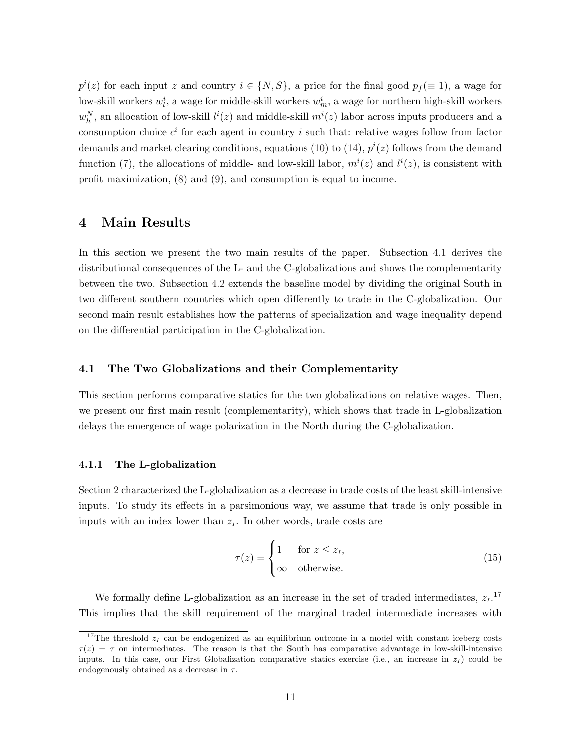$p^i(z)$ for each input $z$ and country $i \in \{N, S\}$, a price for the final good $p_f(\equiv 1)$, a wage for low-skill workers $w_l^i$, a wage for middle-skill workers $w_m^i$, a wage for northern high-skill workers $w_h^N$, an allocation of low-skill $l^i(z)$ and middle-skill $m^i(z)$ labor across inputs producers and a consumption choice $c^i$ for each agent in country $i$ such that: relative wages follow from factor demands and market clearing conditions, equations (10) to (14), $p^i(z)$ follows from the demand function (7), the allocations of middle- and low-skill labor, $m^i(z)$ and $l^i(z)$, is consistent with profit maximization, (8) and (9), and consumption is equal to income.

# 4 Main Results

In this section we present the two main results of the paper. Subsection 4.1 derives the distributional consequences of the L- and the C-globalizations and shows the complementarity between the two. Subsection 4.2 extends the baseline model by dividing the original South in two different southern countries which open differently to trade in the C-globalization. Our second main result establishes how the patterns of specialization and wage inequality depend on the differential participation in the C-globalization.

## 4.1 The Two Globalizations and their Complementarity

This section performs comparative statics for the two globalizations on relative wages. Then, we present our first main result (complementarity), which shows that trade in L-globalization delays the emergence of wage polarization in the North during the C-globalization.

### 4.1.1 The L-globalization

Section 2 characterized the L-globalization as a decrease in trade costs of the least skill-intensive inputs. To study its effects in a parsimonious way, we assume that trade is only possible in inputs with an index lower than $z_I$. In other words, trade costs are

$$\tau(z) = \begin{cases} 1 & \text{for } z \leq z_I, \\ \infty & \text{otherwise.} \end{cases} \tag{15}$$

We formally define L-globalization as an increase in the set of traded intermediates, $z_I$.[17] This implies that the skill requirement of the marginal traded intermediate increases with

[17] The threshold $z_I$ can be endogenized as an equilibrium outcome in a model with constant iceberg costs $\tau(z) = \tau$ on intermediates. The reason is that the South has comparative advantage in low-skill-intensive inputs. In this case, our First Globalization comparative statics exercise (i.e., an increase in $z_I$) could be endogenously obtained as a decrease in $\tau$.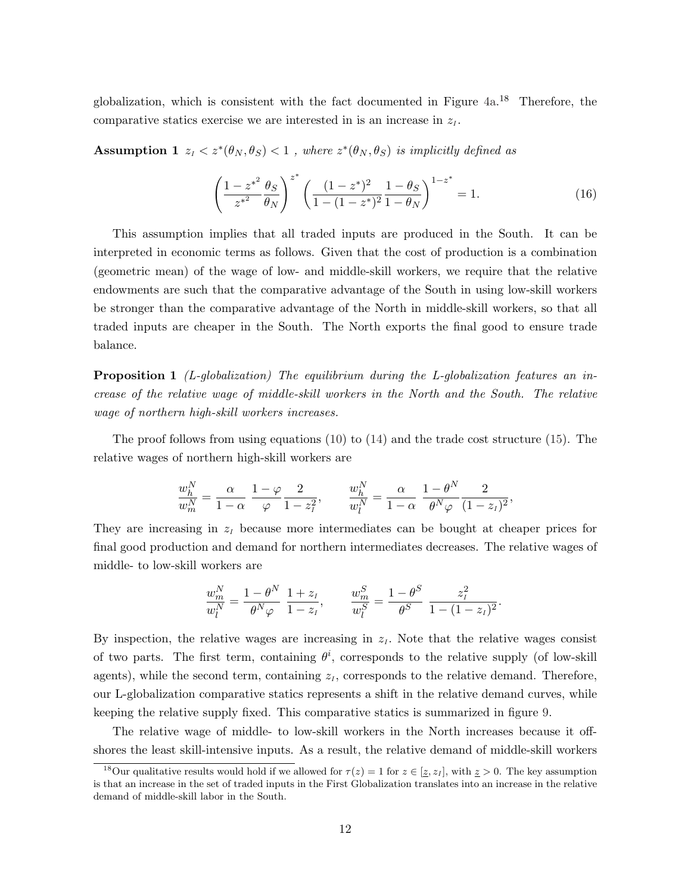globalization, which is consistent with the fact documented in Figure 4a.[18] Therefore, the comparative statics exercise we are interested in is an increase in $z_I$.

**Assumption 1** *$z_I < z^*(\theta_N, \theta_S) < 1$ , where $z^*(\theta_N, \theta_S)$ is implicitly defined as*

$$\left(\frac{1 - {z^*}^2}{{z^*}^2}\frac{\theta_S}{\theta_N}\right)^{z^*}\left(\frac{(1 - z^*)^2}{1 - (1 - z^*)^2}\frac{1 - \theta_S}{1 - \theta_N}\right)^{1 - z^*} = 1. \tag{16}$$

This assumption implies that all traded inputs are produced in the South. It can be interpreted in economic terms as follows. Given that the cost of production is a combination (geometric mean) of the wage of low- and middle-skill workers, we require that the relative endowments are such that the comparative advantage of the South in using low-skill workers be stronger than the comparative advantage of the North in middle-skill workers, so that all traded inputs are cheaper in the South. The North exports the final good to ensure trade balance.

**Proposition 1** *(L-globalization) The equilibrium during the L-globalization features an increase of the relative wage of middle-skill workers in the North and the South. The relative wage of northern high-skill workers increases.*

The proof follows from using equations (10) to (14) and the trade cost structure (15). The relative wages of northern high-skill workers are

$$\frac{w_h^N}{w_m^N} = \frac{\alpha}{1 - \alpha}\ \frac{1 - \varphi}{\varphi}\frac{2}{1 - z_I^2}, \qquad \frac{w_h^N}{w_l^N} = \frac{\alpha}{1 - \alpha}\ \frac{1 - \theta^N}{\theta^N \varphi}\frac{2}{(1 - z_I)^2},$$

They are increasing in $z_I$ because more intermediates can be bought at cheaper prices for final good production and demand for northern intermediates decreases. The relative wages of middle- to low-skill workers are

$$\frac{w_m^N}{w_l^N} = \frac{1 - \theta^N}{\theta^N \varphi}\ \frac{1 + z_I}{1 - z_I}, \qquad \frac{w_m^S}{w_l^S} = \frac{1 - \theta^S}{\theta^S}\ \frac{z_I^2}{1 - (1 - z_I)^2}.$$

By inspection, the relative wages are increasing in $z_I$. Note that the relative wages consist of two parts. The first term, containing $\theta^i$, corresponds to the relative supply (of low-skill agents), while the second term, containing $z_I$, corresponds to the relative demand. Therefore, our L-globalization comparative statics represents a shift in the relative demand curves, while keeping the relative supply fixed. This comparative statics is summarized in figure 9.

The relative wage of middle- to low-skill workers in the North increases because it offshores the least skill-intensive inputs. As a result, the relative demand of middle-skill workers

[18] Our qualitative results would hold if we allowed for $\tau(z) = 1$ for $z \in [\underline{z}, z_I]$, with $\underline{z} > 0$. The key assumption is that an increase in the set of traded inputs in the First Globalization translates into an increase in the relative demand of middle-skill labor in the South.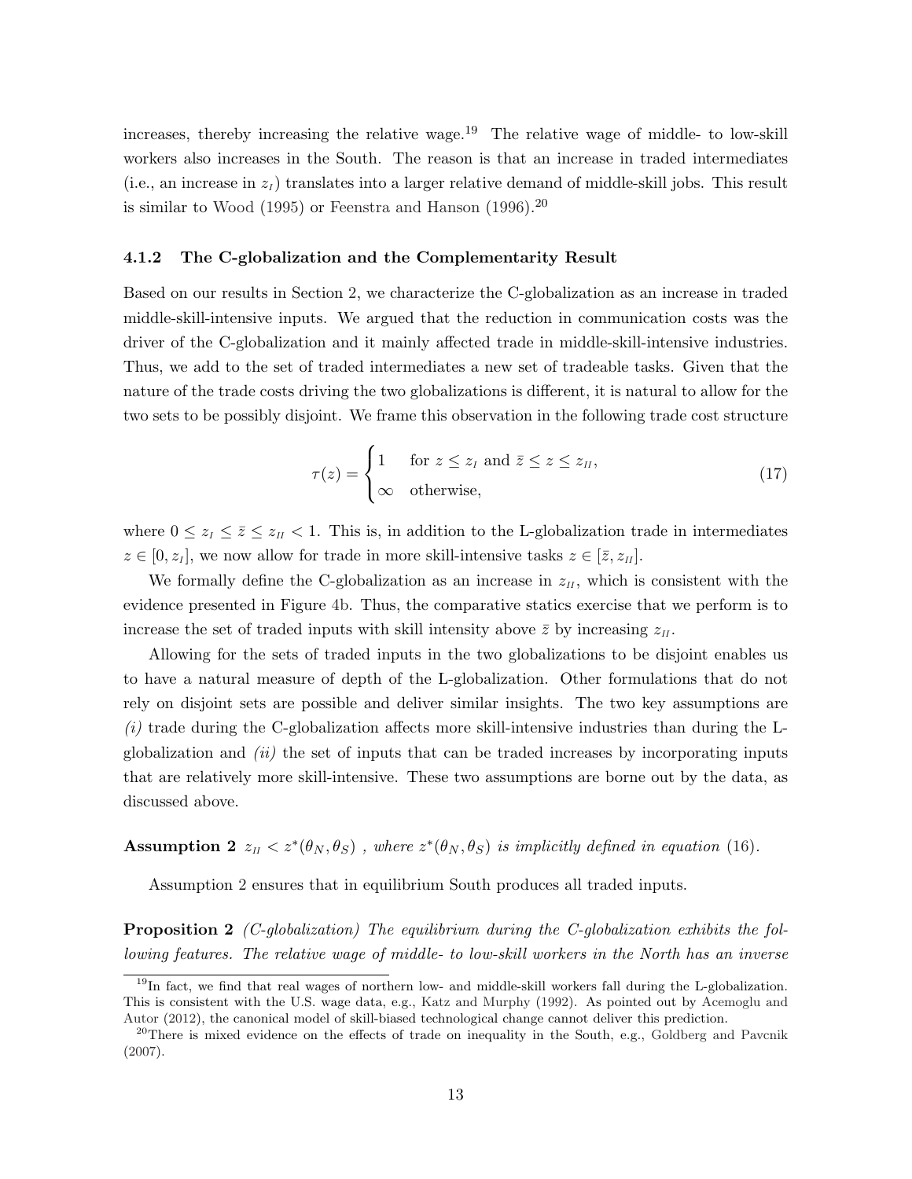increases, thereby increasing the relative wage.[19] The relative wage of middle- to low-skill workers also increases in the South. The reason is that an increase in traded intermediates (i.e., an increase in $z_I$) translates into a larger relative demand of middle-skill jobs. This result is similar to Wood (1995) or Feenstra and Hanson (1996).[20]

#### 4.1.2 The C-globalization and the Complementarity Result

Based on our results in Section 2, we characterize the C-globalization as an increase in traded middle-skill-intensive inputs. We argued that the reduction in communication costs was the driver of the C-globalization and it mainly affected trade in middle-skill-intensive industries. Thus, we add to the set of traded intermediates a new set of tradeable tasks. Given that the nature of the trade costs driving the two globalizations is different, it is natural to allow for the two sets to be possibly disjoint. We frame this observation in the following trade cost structure

$$\tau(z) = \begin{cases} 1 & \text{for } z \leq z_I \text{ and } \bar{z} \leq z \leq z_{II}, \\ \infty & \text{otherwise,} \end{cases} \tag{17}$$

where $0 \leq z_I \leq \bar{z} \leq z_{II} < 1$. This is, in addition to the L-globalization trade in intermediates $z \in [0, z_I]$, we now allow for trade in more skill-intensive tasks $z \in [\bar{z}, z_{II}]$.

We formally define the C-globalization as an increase in $z_{II}$, which is consistent with the evidence presented in Figure 4b. Thus, the comparative statics exercise that we perform is to increase the set of traded inputs with skill intensity above $\bar{z}$ by increasing $z_{II}$.

Allowing for the sets of traded inputs in the two globalizations to be disjoint enables us to have a natural measure of depth of the L-globalization. Other formulations that do not rely on disjoint sets are possible and deliver similar insights. The two key assumptions are *(i)* trade during the C-globalization affects more skill-intensive industries than during the L-globalization and *(ii)* the set of inputs that can be traded increases by incorporating inputs that are relatively more skill-intensive. These two assumptions are borne out by the data, as discussed above.

**Assumption 2** *$z_{II} < z^*(\theta_N, \theta_S)$ , where $z^*(\theta_N, \theta_S)$ is implicitly defined in equation* (16)*.*

Assumption 2 ensures that in equilibrium South produces all traded inputs.

**Proposition 2** *(C-globalization) The equilibrium during the C-globalization exhibits the following features. The relative wage of middle- to low-skill workers in the North has an inverse*

[19] In fact, we find that real wages of northern low- and middle-skill workers fall during the L-globalization. This is consistent with the U.S. wage data, e.g., Katz and Murphy (1992). As pointed out by Acemoglu and Autor (2012), the canonical model of skill-biased technological change cannot deliver this prediction.

[20] There is mixed evidence on the effects of trade on inequality in the South, e.g., Goldberg and Pavcnik (2007).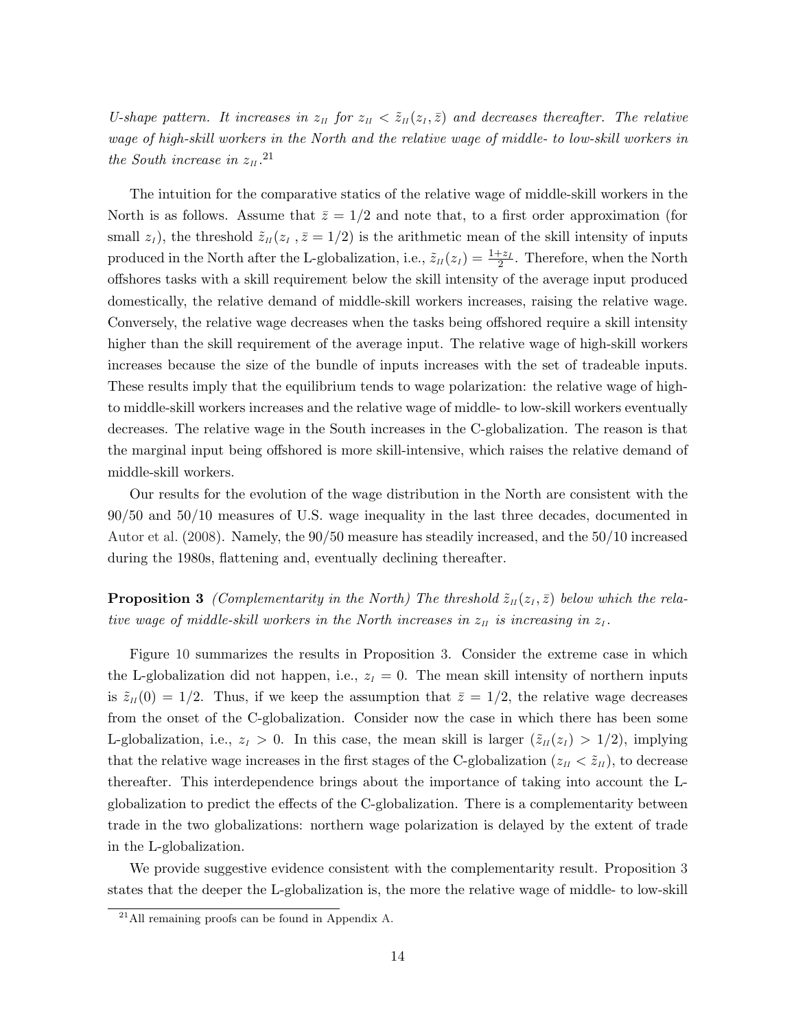*U-shape pattern. It increases in $z_{II}$ for $z_{II} < \tilde{z}_{II}(z_I, \bar{z})$ and decreases thereafter. The relative wage of high-skill workers in the North and the relative wage of middle- to low-skill workers in the South increase in $z_{II}$.*[21]

The intuition for the comparative statics of the relative wage of middle-skill workers in the North is as follows. Assume that $\bar{z} = 1/2$ and note that, to a first order approximation (for small $z_I$), the threshold $\tilde{z}_{II}(z_I, \bar{z} = 1/2)$ is the arithmetic mean of the skill intensity of inputs produced in the North after the L-globalization, i.e., $\tilde{z}_{II}(z_I) = \frac{1+z_I}{2}$. Therefore, when the North offshores tasks with a skill requirement below the skill intensity of the average input produced domestically, the relative demand of middle-skill workers increases, raising the relative wage. Conversely, the relative wage decreases when the tasks being offshored require a skill intensity higher than the skill requirement of the average input. The relative wage of high-skill workers increases because the size of the bundle of inputs increases with the set of tradeable inputs. These results imply that the equilibrium tends to wage polarization: the relative wage of high- to middle-skill workers increases and the relative wage of middle- to low-skill workers eventually decreases. The relative wage in the South increases in the C-globalization. The reason is that the marginal input being offshored is more skill-intensive, which raises the relative demand of middle-skill workers.

Our results for the evolution of the wage distribution in the North are consistent with the 90/50 and 50/10 measures of U.S. wage inequality in the last three decades, documented in Autor et al. (2008). Namely, the 90/50 measure has steadily increased, and the 50/10 increased during the 1980s, flattening and, eventually declining thereafter.

**Proposition 3** *(Complementarity in the North) The threshold $\tilde{z}_{II}(z_I, \bar{z})$ below which the relative wage of middle-skill workers in the North increases in $z_{II}$ is increasing in $z_I$.*

Figure 10 summarizes the results in Proposition 3. Consider the extreme case in which the L-globalization did not happen, i.e., $z_I = 0$. The mean skill intensity of northern inputs is $\tilde{z}_{II}(0) = 1/2$. Thus, if we keep the assumption that $\bar{z} = 1/2$, the relative wage decreases from the onset of the C-globalization. Consider now the case in which there has been some L-globalization, i.e., $z_I > 0$. In this case, the mean skill is larger ($\tilde{z}_{II}(z_I) > 1/2$), implying that the relative wage increases in the first stages of the C-globalization ($z_{II} < \tilde{z}_{II}$), to decrease thereafter. This interdependence brings about the importance of taking into account the L-globalization to predict the effects of the C-globalization. There is a complementarity between trade in the two globalizations: northern wage polarization is delayed by the extent of trade in the L-globalization.

We provide suggestive evidence consistent with the complementarity result. Proposition 3 states that the deeper the L-globalization is, the more the relative wage of middle- to low-skill

[21] All remaining proofs can be found in Appendix A.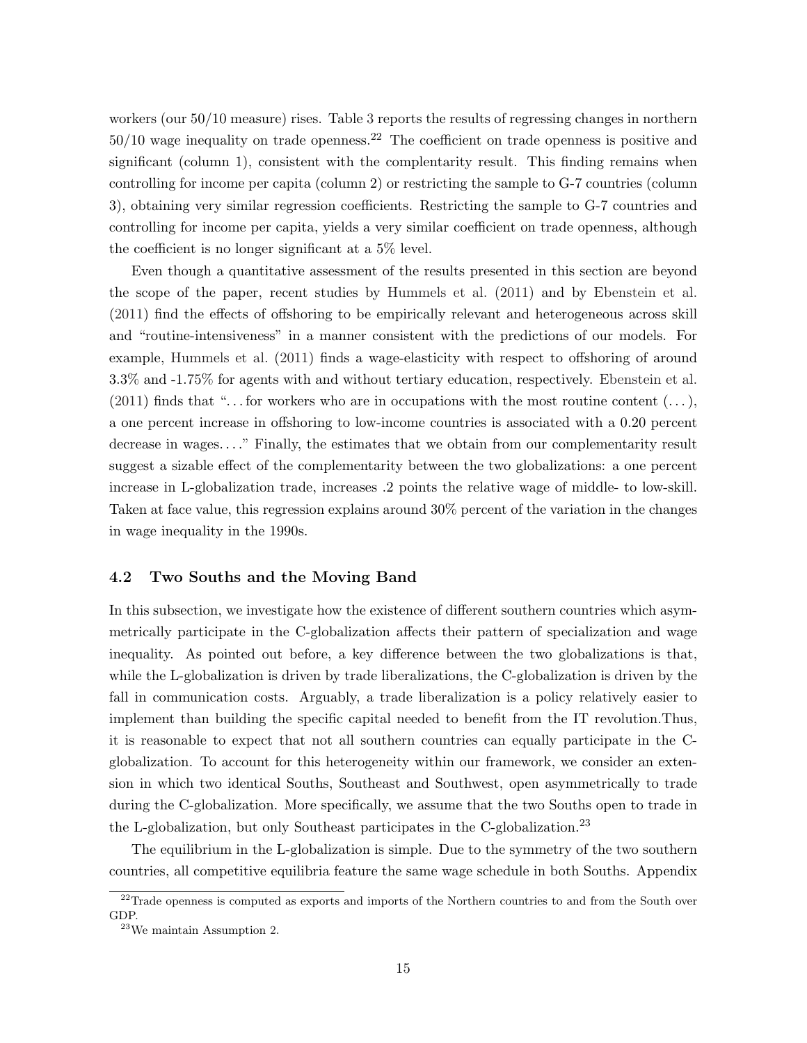workers (our 50/10 measure) rises. Table 3 reports the results of regressing changes in northern 50/10 wage inequality on trade openness.[22] The coefficient on trade openness is positive and significant (column 1), consistent with the complentarity result. This finding remains when controlling for income per capita (column 2) or restricting the sample to G-7 countries (column 3), obtaining very similar regression coefficients. Restricting the sample to G-7 countries and controlling for income per capita, yields a very similar coefficient on trade openness, although the coefficient is no longer significant at a 5% level.

Even though a quantitative assessment of the results presented in this section are beyond the scope of the paper, recent studies by Hummels et al. (2011) and by Ebenstein et al. (2011) find the effects of offshoring to be empirically relevant and heterogeneous across skill and "routine-intensiveness" in a manner consistent with the predictions of our models. For example, Hummels et al. (2011) finds a wage-elasticity with respect to offshoring of around 3.3% and -1.75% for agents with and without tertiary education, respectively. Ebenstein et al. (2011) finds that "...for workers who are in occupations with the most routine content (...), a one percent increase in offshoring to low-income countries is associated with a 0.20 percent decrease in wages...." Finally, the estimates that we obtain from our complementarity result suggest a sizable effect of the complementarity between the two globalizations: a one percent increase in L-globalization trade, increases .2 points the relative wage of middle- to low-skill. Taken at face value, this regression explains around 30% percent of the variation in the changes in wage inequality in the 1990s.

### 4.2 Two Souths and the Moving Band

In this subsection, we investigate how the existence of different southern countries which asymmetrically participate in the C-globalization affects their pattern of specialization and wage inequality. As pointed out before, a key difference between the two globalizations is that, while the L-globalization is driven by trade liberalizations, the C-globalization is driven by the fall in communication costs. Arguably, a trade liberalization is a policy relatively easier to implement than building the specific capital needed to benefit from the IT revolution.Thus, it is reasonable to expect that not all southern countries can equally participate in the C-globalization. To account for this heterogeneity within our framework, we consider an extension in which two identical Souths, Southeast and Southwest, open asymmetrically to trade during the C-globalization. More specifically, we assume that the two Souths open to trade in the L-globalization, but only Southeast participates in the C-globalization.[23]

The equilibrium in the L-globalization is simple. Due to the symmetry of the two southern countries, all competitive equilibria feature the same wage schedule in both Souths. Appendix

[22] Trade openness is computed as exports and imports of the Northern countries to and from the South over GDP.

[23] We maintain Assumption 2.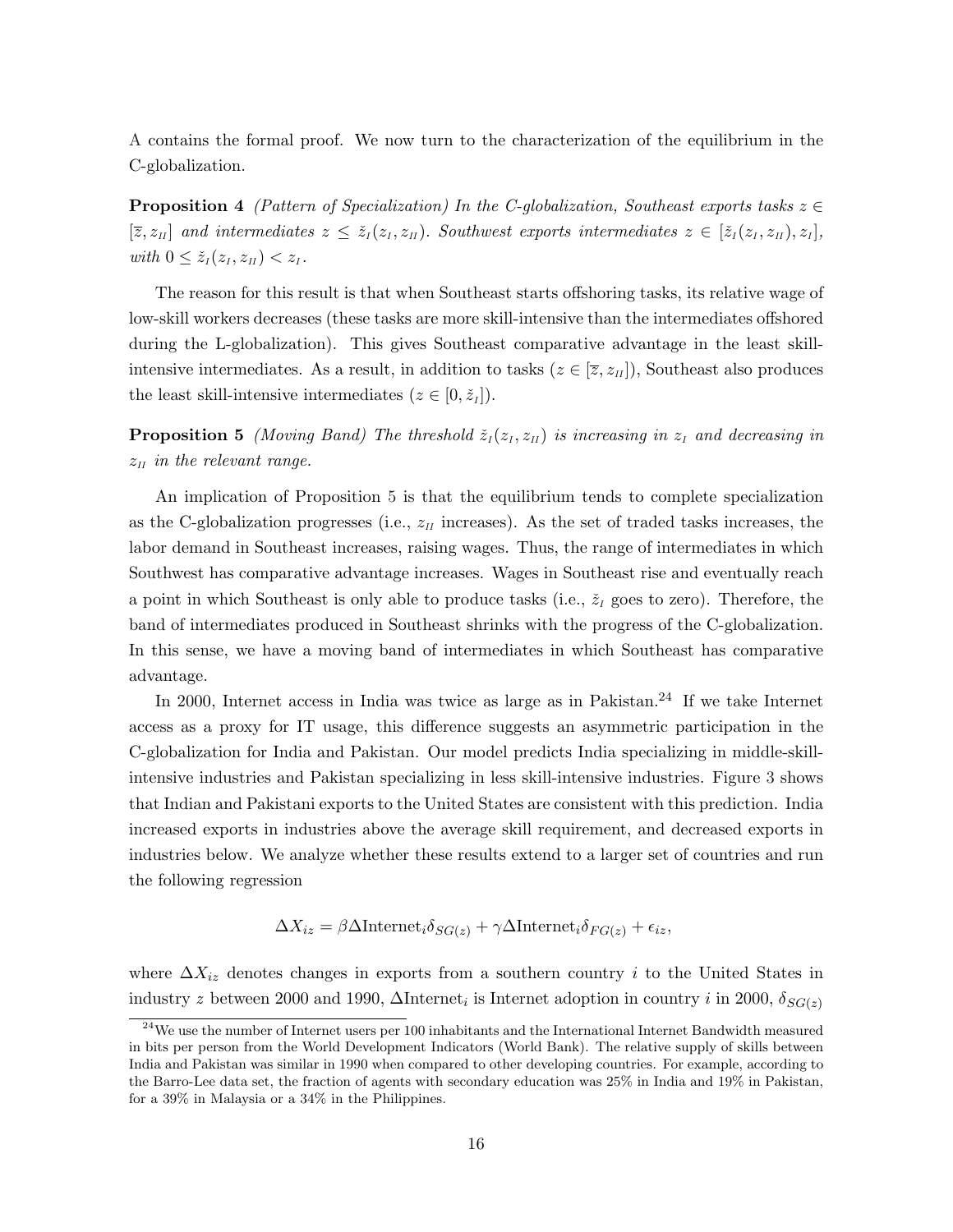A contains the formal proof. We now turn to the characterization of the equilibrium in the C-globalization.

**Proposition 4** *(Pattern of Specialization) In the C-globalization, Southeast exports tasks $z \in [\overline{z}, z_{II}]$ and intermediates $z \leq \check{z}_I(z_I, z_{II})$. Southwest exports intermediates $z \in [\check{z}_I(z_I, z_{II}), z_I]$, with $0 \leq \check{z}_I(z_I, z_{II}) < z_I$.*

The reason for this result is that when Southeast starts offshoring tasks, its relative wage of low-skill workers decreases (these tasks are more skill-intensive than the intermediates offshored during the L-globalization). This gives Southeast comparative advantage in the least skill-intensive intermediates. As a result, in addition to tasks ($z \in [\overline{z}, z_{II}]$), Southeast also produces the least skill-intensive intermediates ($z \in [0, \check{z}_I]$).

**Proposition 5** *(Moving Band) The threshold $\check{z}_I(z_I, z_{II})$ is increasing in $z_I$ and decreasing in $z_{II}$ in the relevant range.*

An implication of Proposition 5 is that the equilibrium tends to complete specialization as the C-globalization progresses (i.e., $z_{II}$ increases). As the set of traded tasks increases, the labor demand in Southeast increases, raising wages. Thus, the range of intermediates in which Southwest has comparative advantage increases. Wages in Southeast rise and eventually reach a point in which Southeast is only able to produce tasks (i.e., $\check{z}_I$ goes to zero). Therefore, the band of intermediates produced in Southeast shrinks with the progress of the C-globalization. In this sense, we have a moving band of intermediates in which Southeast has comparative advantage.

In 2000, Internet access in India was twice as large as in Pakistan.[24] If we take Internet access as a proxy for IT usage, this difference suggests an asymmetric participation in the C-globalization for India and Pakistan. Our model predicts India specializing in middle-skill-intensive industries and Pakistan specializing in less skill-intensive industries. Figure 3 shows that Indian and Pakistani exports to the United States are consistent with this prediction. India increased exports in industries above the average skill requirement, and decreased exports in industries below. We analyze whether these results extend to a larger set of countries and run the following regression

$$\Delta X_{iz} = \beta \Delta \text{Internet}_i \delta_{SG(z)} + \gamma \Delta \text{Internet}_i \delta_{FG(z)} + \epsilon_{iz},$$

where $\Delta X_{iz}$ denotes changes in exports from a southern country $i$ to the United States in industry $z$ between 2000 and 1990, $\Delta \text{Internet}_i$ is Internet adoption in country $i$ in 2000, $\delta_{SG(z)}$

[24] We use the number of Internet users per 100 inhabitants and the International Internet Bandwidth measured in bits per person from the World Development Indicators (World Bank). The relative supply of skills between India and Pakistan was similar in 1990 when compared to other developing countries. For example, according to the Barro-Lee data set, the fraction of agents with secondary education was 25% in India and 19% in Pakistan, for a 39% in Malaysia or a 34% in the Philippines.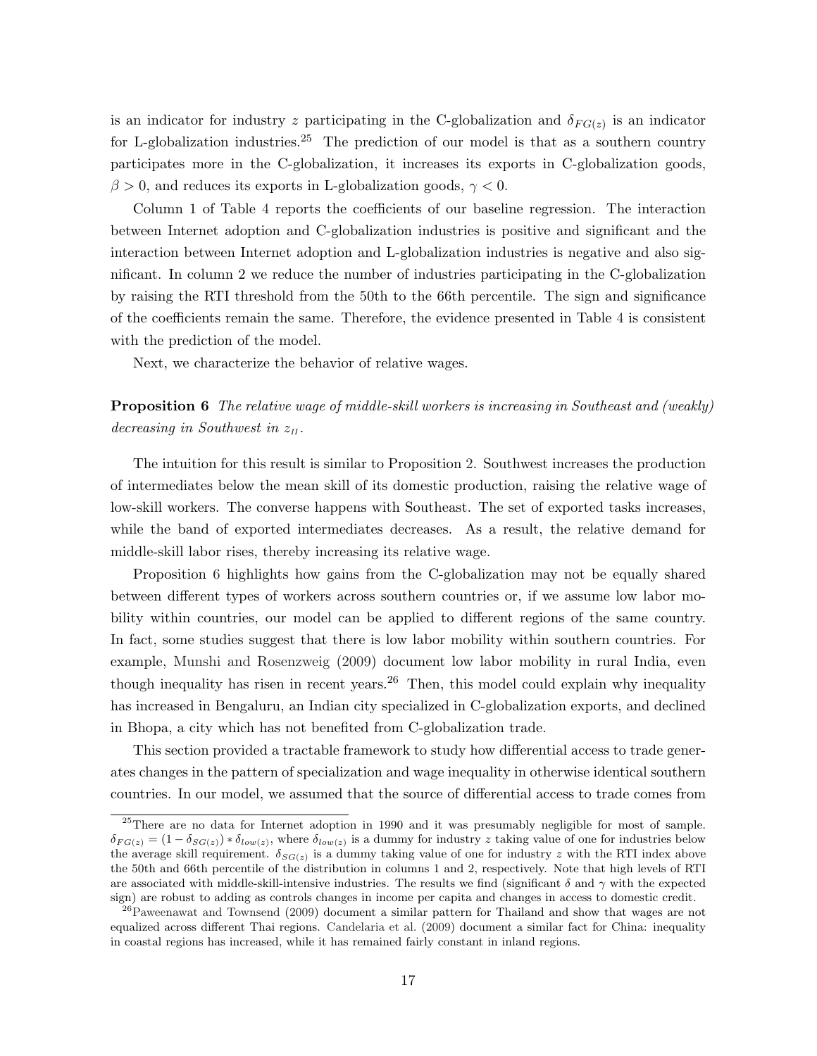is an indicator for industry $z$ participating in the C-globalization and $\delta_{FG(z)}$ is an indicator for L-globalization industries.[25] The prediction of our model is that as a southern country participates more in the C-globalization, it increases its exports in C-globalization goods, $\beta > 0$, and reduces its exports in L-globalization goods, $\gamma < 0$.

Column 1 of Table 4 reports the coefficients of our baseline regression. The interaction between Internet adoption and C-globalization industries is positive and significant and the interaction between Internet adoption and L-globalization industries is negative and also significant. In column 2 we reduce the number of industries participating in the C-globalization by raising the RTI threshold from the 50th to the 66th percentile. The sign and significance of the coefficients remain the same. Therefore, the evidence presented in Table 4 is consistent with the prediction of the model.

Next, we characterize the behavior of relative wages.

**Proposition 6** *The relative wage of middle-skill workers is increasing in Southeast and (weakly) decreasing in Southwest in $z_{II}$.*

The intuition for this result is similar to Proposition 2. Southwest increases the production of intermediates below the mean skill of its domestic production, raising the relative wage of low-skill workers. The converse happens with Southeast. The set of exported tasks increases, while the band of exported intermediates decreases. As a result, the relative demand for middle-skill labor rises, thereby increasing its relative wage.

Proposition 6 highlights how gains from the C-globalization may not be equally shared between different types of workers across southern countries or, if we assume low labor mobility within countries, our model can be applied to different regions of the same country. In fact, some studies suggest that there is low labor mobility within southern countries. For example, Munshi and Rosenzweig (2009) document low labor mobility in rural India, even though inequality has risen in recent years.[26] Then, this model could explain why inequality has increased in Bengaluru, an Indian city specialized in C-globalization exports, and declined in Bhopa, a city which has not benefited from C-globalization trade.

This section provided a tractable framework to study how differential access to trade generates changes in the pattern of specialization and wage inequality in otherwise identical southern countries. In our model, we assumed that the source of differential access to trade comes from

[25] There are no data for Internet adoption in 1990 and it was presumably negligible for most of sample. $\delta_{FG(z)} = (1 - \delta_{SG(z)}) * \delta_{low(z)}$, where $\delta_{low(z)}$ is a dummy for industry $z$ taking value of one for industries below the average skill requirement. $\delta_{SG(z)}$ is a dummy taking value of one for industry $z$ with the RTI index above the 50th and 66th percentile of the distribution in columns 1 and 2, respectively. Note that high levels of RTI are associated with middle-skill-intensive industries. The results we find (significant $\delta$ and $\gamma$ with the expected sign) are robust to adding as controls changes in income per capita and changes in access to domestic credit.

[26] Paweenawat and Townsend (2009) document a similar pattern for Thailand and show that wages are not equalized across different Thai regions. Candelaria et al. (2009) document a similar fact for China: inequality in coastal regions has increased, while it has remained fairly constant in inland regions.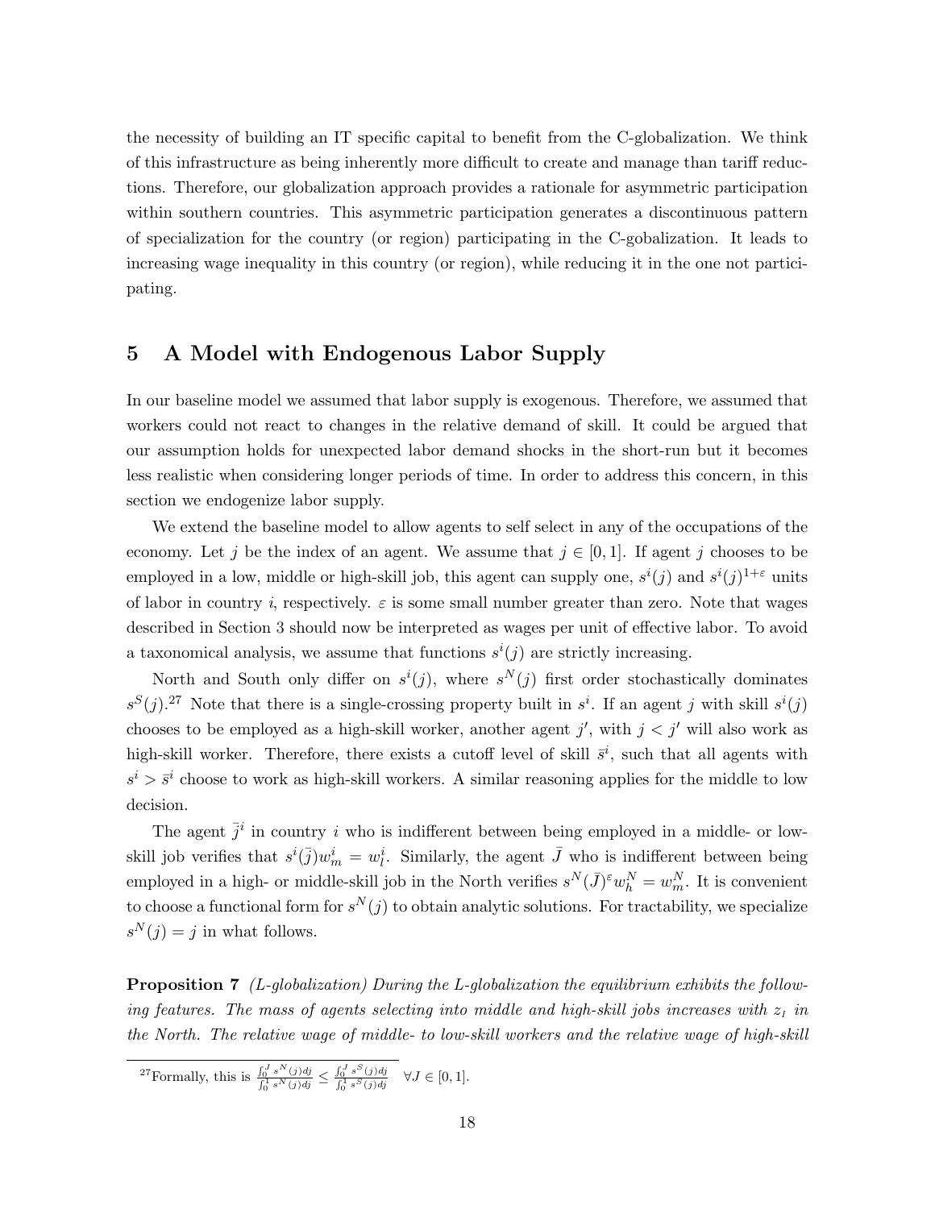the necessity of building an IT specific capital to benefit from the C-globalization. We think of this infrastructure as being inherently more difficult to create and manage than tariff reductions. Therefore, our globalization approach provides a rationale for asymmetric participation within southern countries. This asymmetric participation generates a discontinuous pattern of specialization for the country (or region) participating in the C-gobalization. It leads to increasing wage inequality in this country (or region), while reducing it in the one not participating.

# 5 A Model with Endogenous Labor Supply

In our baseline model we assumed that labor supply is exogenous. Therefore, we assumed that workers could not react to changes in the relative demand of skill. It could be argued that our assumption holds for unexpected labor demand shocks in the short-run but it becomes less realistic when considering longer periods of time. In order to address this concern, in this section we endogenize labor supply.

We extend the baseline model to allow agents to self select in any of the occupations of the economy. Let $j$ be the index of an agent. We assume that $j \in [0, 1]$. If agent $j$ chooses to be employed in a low, middle or high-skill job, this agent can supply one, $s^i(j)$ and $s^i(j)^{1+\varepsilon}$ units of labor in country $i$, respectively. $\varepsilon$ is some small number greater than zero. Note that wages described in Section 3 should now be interpreted as wages per unit of effective labor. To avoid a taxonomical analysis, we assume that functions $s^i(j)$ are strictly increasing.

North and South only differ on $s^i(j)$, where $s^N(j)$ first order stochastically dominates $s^S(j)$.[27] Note that there is a single-crossing property built in $s^i$. If an agent $j$ with skill $s^i(j)$ chooses to be employed as a high-skill worker, another agent $j'$, with $j < j'$ will also work as high-skill worker. Therefore, there exists a cutoff level of skill $\bar{s}^i$, such that all agents with $s^i > \bar{s}^i$ choose to work as high-skill workers. A similar reasoning applies for the middle to low decision.

The agent $\bar{j}^i$ in country $i$ who is indifferent between being employed in a middle- or low-skill job verifies that $s^i(\bar{j})w^i_m = w^i_l$. Similarly, the agent $\bar{J}$ who is indifferent between being employed in a high- or middle-skill job in the North verifies $s^N(\bar{J})^{\varepsilon}w^N_h = w^N_m$. It is convenient to choose a functional form for $s^N(j)$ to obtain analytic solutions. For tractability, we specialize $s^N(j) = j$ in what follows.

**Proposition 7** *(L-globalization) During the L-globalization the equilibrium exhibits the following features. The mass of agents selecting into middle and high-skill jobs increases with $z_I$ in the North. The relative wage of middle- to low-skill workers and the relative wage of high-skill*

[27] Formally, this is $\frac{\int_0^J s^N(j)dj}{\int_0^1 s^N(j)dj} \leq \frac{\int_0^J s^S(j)dj}{\int_0^1 s^S(j)dj} \quad \forall J \in [0, 1]$.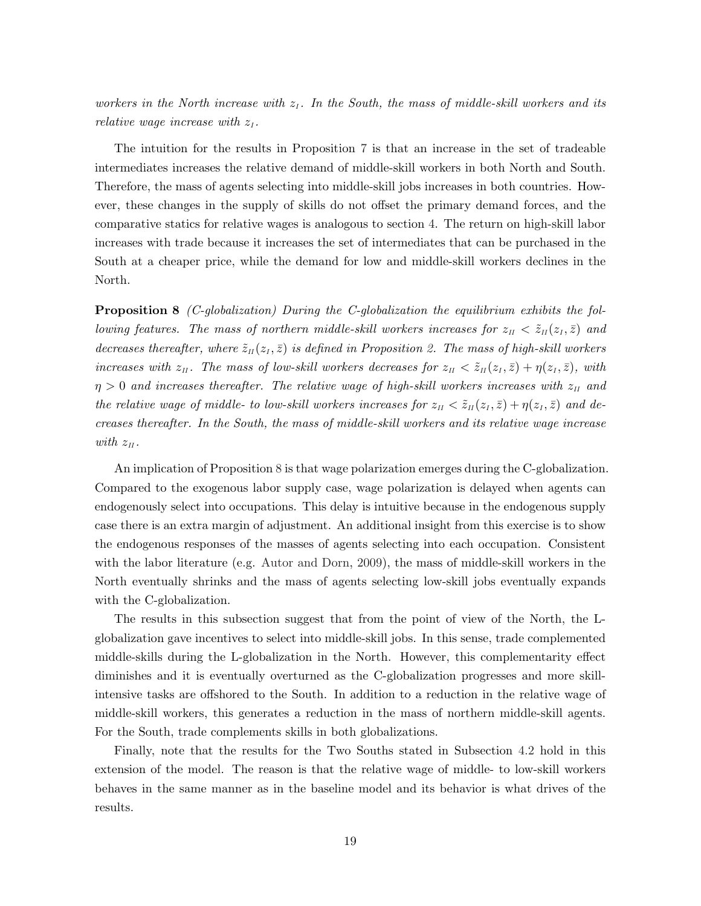*workers in the North increase with $z_I$. In the South, the mass of middle-skill workers and its relative wage increase with $z_I$.*

The intuition for the results in Proposition 7 is that an increase in the set of tradeable intermediates increases the relative demand of middle-skill workers in both North and South. Therefore, the mass of agents selecting into middle-skill jobs increases in both countries. However, these changes in the supply of skills do not offset the primary demand forces, and the comparative statics for relative wages is analogous to section 4. The return on high-skill labor increases with trade because it increases the set of intermediates that can be purchased in the South at a cheaper price, while the demand for low and middle-skill workers declines in the North.

**Proposition 8** *(C-globalization) During the C-globalization the equilibrium exhibits the following features. The mass of northern middle-skill workers increases for $z_{II} < \tilde{z}_{II}(z_I, \bar{z})$ and decreases thereafter, where $\tilde{z}_{II}(z_I, \bar{z})$ is defined in Proposition 2. The mass of high-skill workers increases with $z_{II}$. The mass of low-skill workers decreases for $z_{II} < \tilde{z}_{II}(z_I, \bar{z}) + \eta(z_I, \bar{z})$, with $\eta > 0$ and increases thereafter. The relative wage of high-skill workers increases with $z_{II}$ and the relative wage of middle- to low-skill workers increases for $z_{II} < \tilde{z}_{II}(z_I, \bar{z}) + \eta(z_I, \bar{z})$ and decreases thereafter. In the South, the mass of middle-skill workers and its relative wage increase with $z_{II}$.*

An implication of Proposition 8 is that wage polarization emerges during the C-globalization. Compared to the exogenous labor supply case, wage polarization is delayed when agents can endogenously select into occupations. This delay is intuitive because in the endogenous supply case there is an extra margin of adjustment. An additional insight from this exercise is to show the endogenous responses of the masses of agents selecting into each occupation. Consistent with the labor literature (e.g. Autor and Dorn, 2009), the mass of middle-skill workers in the North eventually shrinks and the mass of agents selecting low-skill jobs eventually expands with the C-globalization.

The results in this subsection suggest that from the point of view of the North, the L-globalization gave incentives to select into middle-skill jobs. In this sense, trade complemented middle-skills during the L-globalization in the North. However, this complementarity effect diminishes and it is eventually overturned as the C-globalization progresses and more skill-intensive tasks are offshored to the South. In addition to a reduction in the relative wage of middle-skill workers, this generates a reduction in the mass of northern middle-skill agents. For the South, trade complements skills in both globalizations.

Finally, note that the results for the Two Souths stated in Subsection 4.2 hold in this extension of the model. The reason is that the relative wage of middle- to low-skill workers behaves in the same manner as in the baseline model and its behavior is what drives of the results.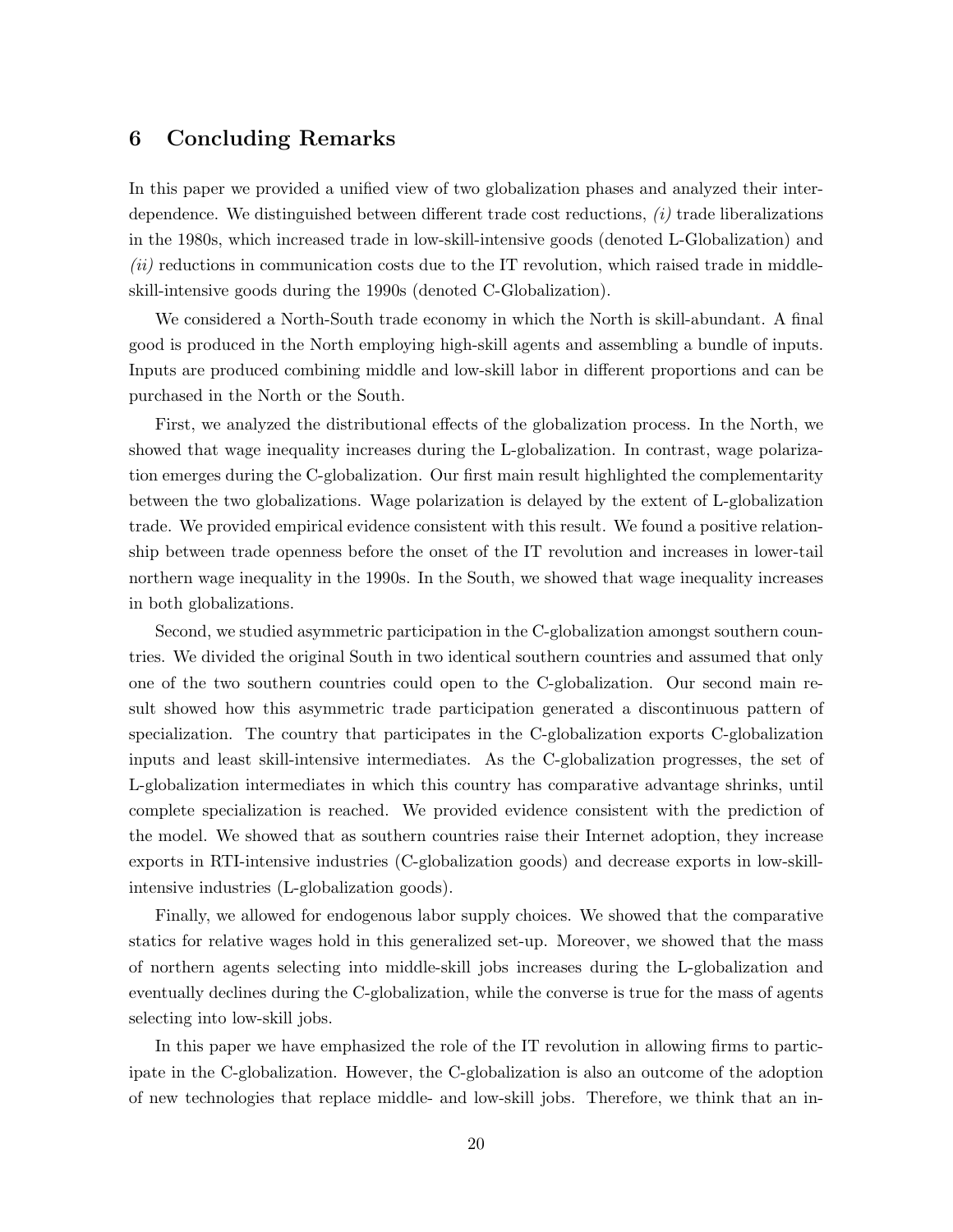## 6 Concluding Remarks

In this paper we provided a unified view of two globalization phases and analyzed their interdependence. We distinguished between different trade cost reductions, *(i)* trade liberalizations in the 1980s, which increased trade in low-skill-intensive goods (denoted L-Globalization) and *(ii)* reductions in communication costs due to the IT revolution, which raised trade in middle-skill-intensive goods during the 1990s (denoted C-Globalization).

We considered a North-South trade economy in which the North is skill-abundant. A final good is produced in the North employing high-skill agents and assembling a bundle of inputs. Inputs are produced combining middle and low-skill labor in different proportions and can be purchased in the North or the South.

First, we analyzed the distributional effects of the globalization process. In the North, we showed that wage inequality increases during the L-globalization. In contrast, wage polarization emerges during the C-globalization. Our first main result highlighted the complementarity between the two globalizations. Wage polarization is delayed by the extent of L-globalization trade. We provided empirical evidence consistent with this result. We found a positive relationship between trade openness before the onset of the IT revolution and increases in lower-tail northern wage inequality in the 1990s. In the South, we showed that wage inequality increases in both globalizations.

Second, we studied asymmetric participation in the C-globalization amongst southern countries. We divided the original South in two identical southern countries and assumed that only one of the two southern countries could open to the C-globalization. Our second main result showed how this asymmetric trade participation generated a discontinuous pattern of specialization. The country that participates in the C-globalization exports C-globalization inputs and least skill-intensive intermediates. As the C-globalization progresses, the set of L-globalization intermediates in which this country has comparative advantage shrinks, until complete specialization is reached. We provided evidence consistent with the prediction of the model. We showed that as southern countries raise their Internet adoption, they increase exports in RTI-intensive industries (C-globalization goods) and decrease exports in low-skill-intensive industries (L-globalization goods).

Finally, we allowed for endogenous labor supply choices. We showed that the comparative statics for relative wages hold in this generalized set-up. Moreover, we showed that the mass of northern agents selecting into middle-skill jobs increases during the L-globalization and eventually declines during the C-globalization, while the converse is true for the mass of agents selecting into low-skill jobs.

In this paper we have emphasized the role of the IT revolution in allowing firms to participate in the C-globalization. However, the C-globalization is also an outcome of the adoption of new technologies that replace middle- and low-skill jobs. Therefore, we think that an in-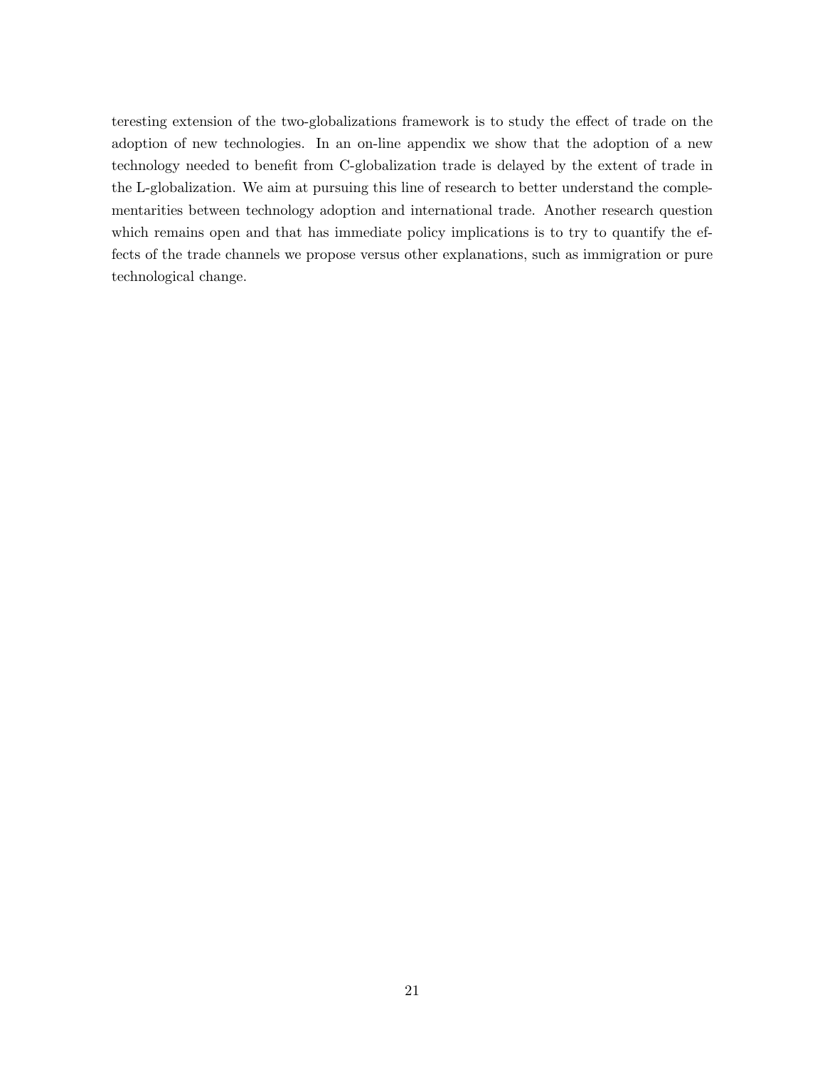teresting extension of the two-globalizations framework is to study the effect of trade on the adoption of new technologies. In an on-line appendix we show that the adoption of a new technology needed to benefit from C-globalization trade is delayed by the extent of trade in the L-globalization. We aim at pursuing this line of research to better understand the complementarities between technology adoption and international trade. Another research question which remains open and that has immediate policy implications is to try to quantify the effects of the trade channels we propose versus other explanations, such as immigration or pure technological change.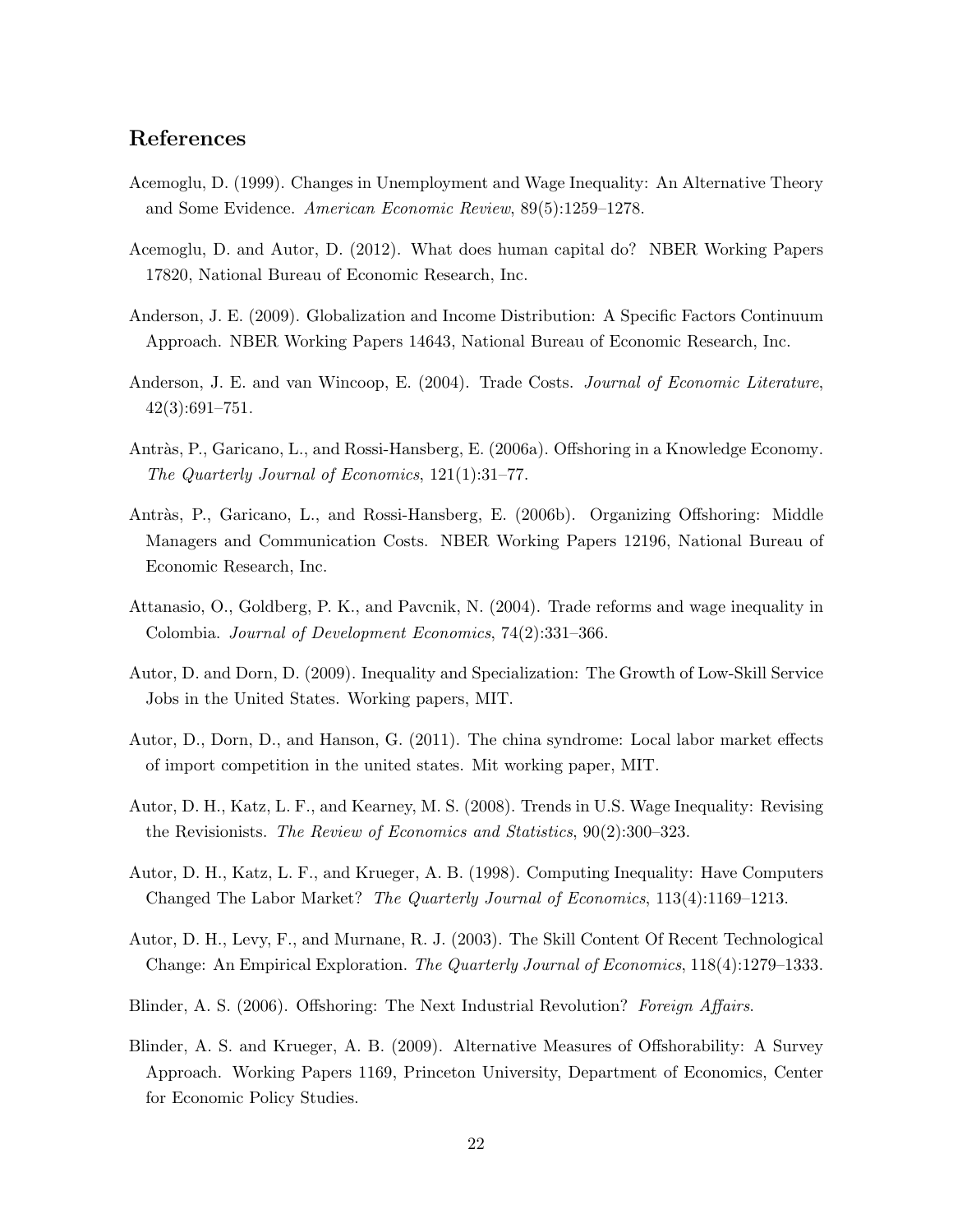## References

Acemoglu, D. (1999). Changes in Unemployment and Wage Inequality: An Alternative Theory and Some Evidence. *American Economic Review*, 89(5):1259–1278.

Acemoglu, D. and Autor, D. (2012). What does human capital do? NBER Working Papers 17820, National Bureau of Economic Research, Inc.

Anderson, J. E. (2009). Globalization and Income Distribution: A Specific Factors Continuum Approach. NBER Working Papers 14643, National Bureau of Economic Research, Inc.

Anderson, J. E. and van Wincoop, E. (2004). Trade Costs. *Journal of Economic Literature*, 42(3):691–751.

Antràs, P., Garicano, L., and Rossi-Hansberg, E. (2006a). Offshoring in a Knowledge Economy. *The Quarterly Journal of Economics*, 121(1):31–77.

Antràs, P., Garicano, L., and Rossi-Hansberg, E. (2006b). Organizing Offshoring: Middle Managers and Communication Costs. NBER Working Papers 12196, National Bureau of Economic Research, Inc.

Attanasio, O., Goldberg, P. K., and Pavcnik, N. (2004). Trade reforms and wage inequality in Colombia. *Journal of Development Economics*, 74(2):331–366.

Autor, D. and Dorn, D. (2009). Inequality and Specialization: The Growth of Low-Skill Service Jobs in the United States. Working papers, MIT.

Autor, D., Dorn, D., and Hanson, G. (2011). The china syndrome: Local labor market effects of import competition in the united states. Mit working paper, MIT.

Autor, D. H., Katz, L. F., and Kearney, M. S. (2008). Trends in U.S. Wage Inequality: Revising the Revisionists. *The Review of Economics and Statistics*, 90(2):300–323.

Autor, D. H., Katz, L. F., and Krueger, A. B. (1998). Computing Inequality: Have Computers Changed The Labor Market? *The Quarterly Journal of Economics*, 113(4):1169–1213.

Autor, D. H., Levy, F., and Murnane, R. J. (2003). The Skill Content Of Recent Technological Change: An Empirical Exploration. *The Quarterly Journal of Economics*, 118(4):1279–1333.

Blinder, A. S. (2006). Offshoring: The Next Industrial Revolution? *Foreign Affairs*.

Blinder, A. S. and Krueger, A. B. (2009). Alternative Measures of Offshorability: A Survey Approach. Working Papers 1169, Princeton University, Department of Economics, Center for Economic Policy Studies.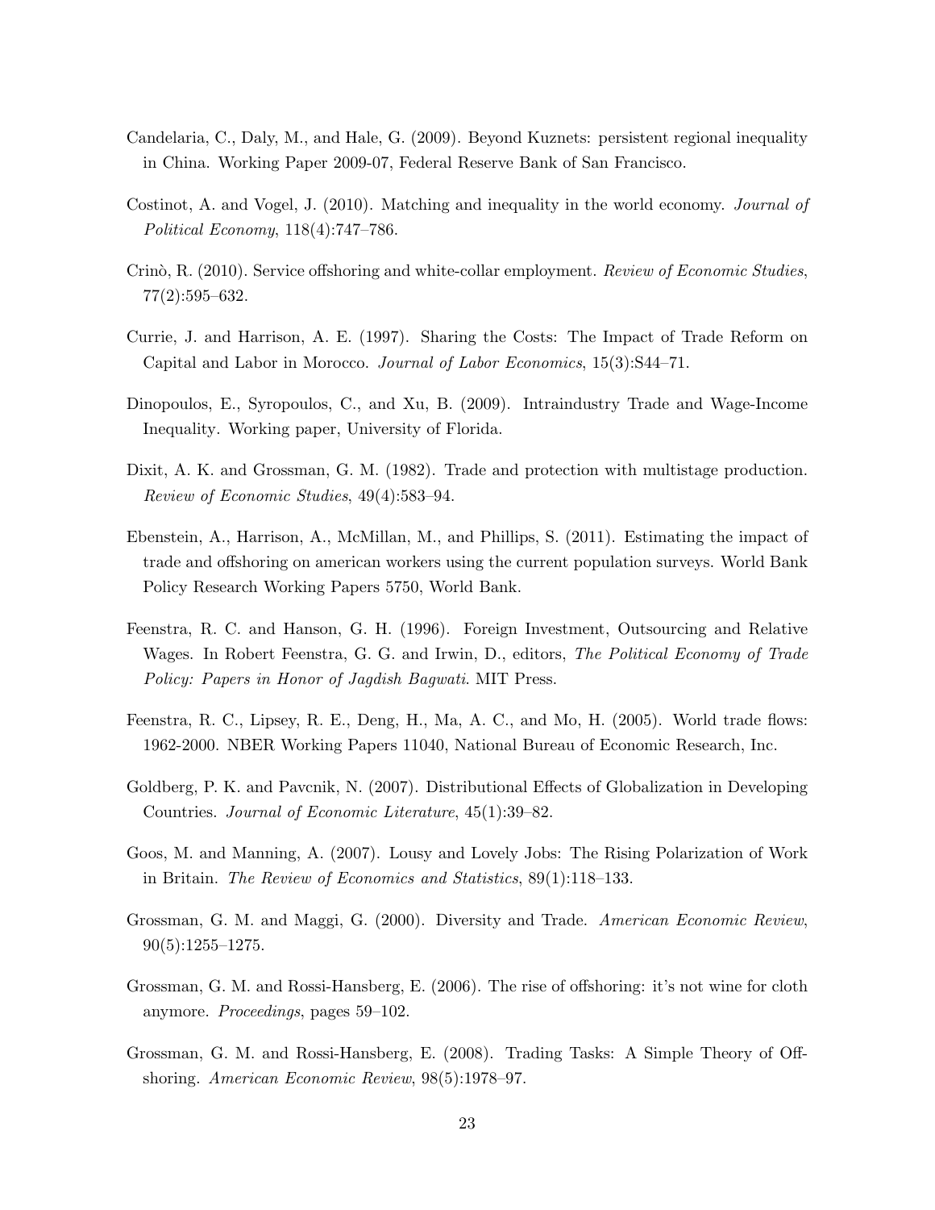Candelaria, C., Daly, M., and Hale, G. (2009). Beyond Kuznets: persistent regional inequality in China. Working Paper 2009-07, Federal Reserve Bank of San Francisco.

Costinot, A. and Vogel, J. (2010). Matching and inequality in the world economy. *Journal of Political Economy*, 118(4):747–786.

Crinò, R. (2010). Service offshoring and white-collar employment. *Review of Economic Studies*, 77(2):595–632.

Currie, J. and Harrison, A. E. (1997). Sharing the Costs: The Impact of Trade Reform on Capital and Labor in Morocco. *Journal of Labor Economics*, 15(3):S44–71.

Dinopoulos, E., Syropoulos, C., and Xu, B. (2009). Intraindustry Trade and Wage-Income Inequality. Working paper, University of Florida.

Dixit, A. K. and Grossman, G. M. (1982). Trade and protection with multistage production. *Review of Economic Studies*, 49(4):583–94.

Ebenstein, A., Harrison, A., McMillan, M., and Phillips, S. (2011). Estimating the impact of trade and offshoring on american workers using the current population surveys. World Bank Policy Research Working Papers 5750, World Bank.

Feenstra, R. C. and Hanson, G. H. (1996). Foreign Investment, Outsourcing and Relative Wages. In Robert Feenstra, G. G. and Irwin, D., editors, *The Political Economy of Trade Policy: Papers in Honor of Jagdish Bagwati*. MIT Press.

Feenstra, R. C., Lipsey, R. E., Deng, H., Ma, A. C., and Mo, H. (2005). World trade flows: 1962-2000. NBER Working Papers 11040, National Bureau of Economic Research, Inc.

Goldberg, P. K. and Pavcnik, N. (2007). Distributional Effects of Globalization in Developing Countries. *Journal of Economic Literature*, 45(1):39–82.

Goos, M. and Manning, A. (2007). Lousy and Lovely Jobs: The Rising Polarization of Work in Britain. *The Review of Economics and Statistics*, 89(1):118–133.

Grossman, G. M. and Maggi, G. (2000). Diversity and Trade. *American Economic Review*, 90(5):1255–1275.

Grossman, G. M. and Rossi-Hansberg, E. (2006). The rise of offshoring: it's not wine for cloth anymore. *Proceedings*, pages 59–102.

Grossman, G. M. and Rossi-Hansberg, E. (2008). Trading Tasks: A Simple Theory of Offshoring. *American Economic Review*, 98(5):1978–97.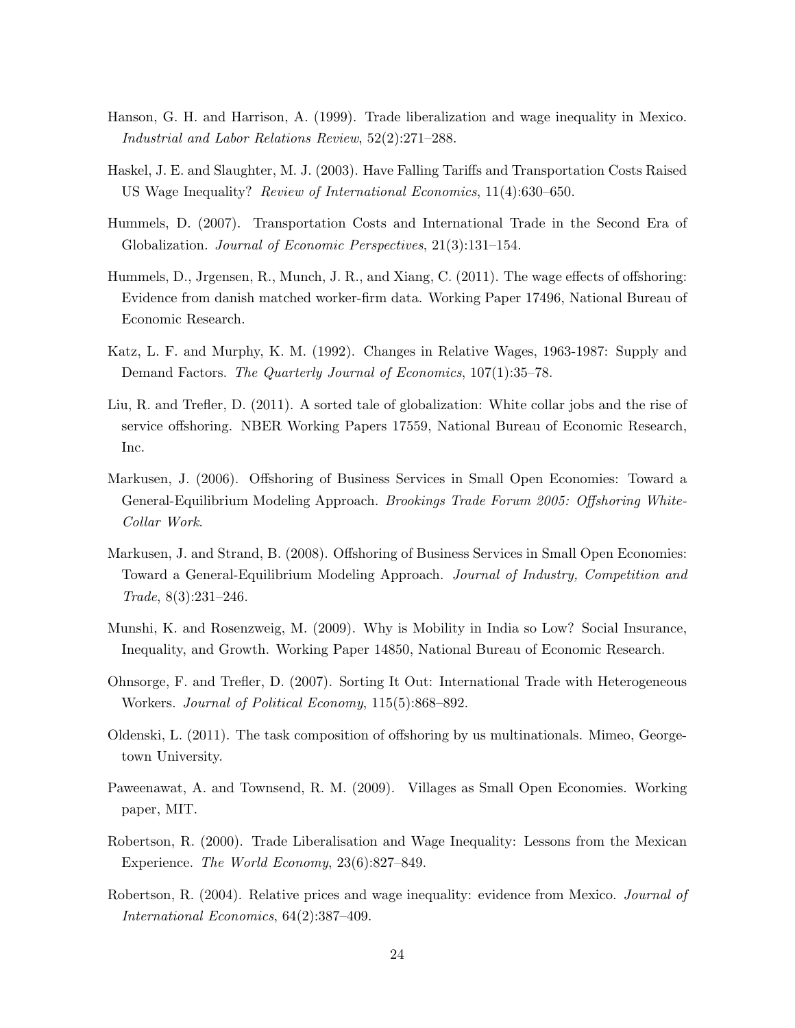Hanson, G. H. and Harrison, A. (1999). Trade liberalization and wage inequality in Mexico. *Industrial and Labor Relations Review*, 52(2):271–288.

Haskel, J. E. and Slaughter, M. J. (2003). Have Falling Tariffs and Transportation Costs Raised US Wage Inequality? *Review of International Economics*, 11(4):630–650.

Hummels, D. (2007). Transportation Costs and International Trade in the Second Era of Globalization. *Journal of Economic Perspectives*, 21(3):131–154.

Hummels, D., Jrgensen, R., Munch, J. R., and Xiang, C. (2011). The wage effects of offshoring: Evidence from danish matched worker-firm data. Working Paper 17496, National Bureau of Economic Research.

Katz, L. F. and Murphy, K. M. (1992). Changes in Relative Wages, 1963-1987: Supply and Demand Factors. *The Quarterly Journal of Economics*, 107(1):35–78.

Liu, R. and Trefler, D. (2011). A sorted tale of globalization: White collar jobs and the rise of service offshoring. NBER Working Papers 17559, National Bureau of Economic Research, Inc.

Markusen, J. (2006). Offshoring of Business Services in Small Open Economies: Toward a General-Equilibrium Modeling Approach. *Brookings Trade Forum 2005: Offshoring White-Collar Work*.

Markusen, J. and Strand, B. (2008). Offshoring of Business Services in Small Open Economies: Toward a General-Equilibrium Modeling Approach. *Journal of Industry, Competition and Trade*, 8(3):231–246.

Munshi, K. and Rosenzweig, M. (2009). Why is Mobility in India so Low? Social Insurance, Inequality, and Growth. Working Paper 14850, National Bureau of Economic Research.

Ohnsorge, F. and Trefler, D. (2007). Sorting It Out: International Trade with Heterogeneous Workers. *Journal of Political Economy*, 115(5):868–892.

Oldenski, L. (2011). The task composition of offshoring by us multinationals. Mimeo, Georgetown University.

Paweenawat, A. and Townsend, R. M. (2009). Villages as Small Open Economies. Working paper, MIT.

Robertson, R. (2000). Trade Liberalisation and Wage Inequality: Lessons from the Mexican Experience. *The World Economy*, 23(6):827–849.

Robertson, R. (2004). Relative prices and wage inequality: evidence from Mexico. *Journal of International Economics*, 64(2):387–409.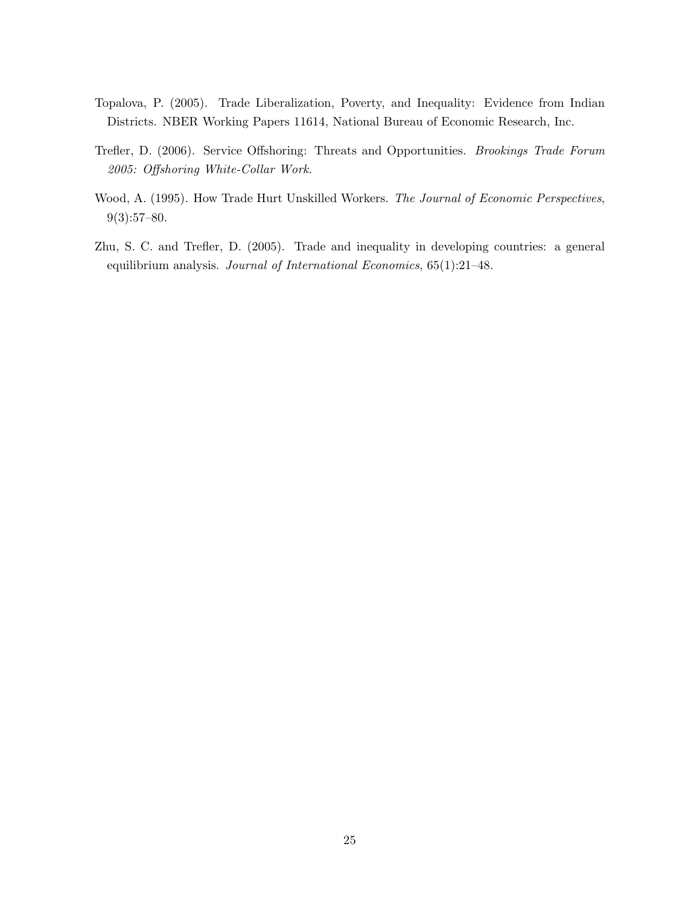Topalova, P. (2005). Trade Liberalization, Poverty, and Inequality: Evidence from Indian Districts. NBER Working Papers 11614, National Bureau of Economic Research, Inc.

Trefler, D. (2006). Service Offshoring: Threats and Opportunities. *Brookings Trade Forum 2005: Offshoring White-Collar Work*.

Wood, A. (1995). How Trade Hurt Unskilled Workers. *The Journal of Economic Perspectives*, 9(3):57–80.

Zhu, S. C. and Trefler, D. (2005). Trade and inequality in developing countries: a general equilibrium analysis. *Journal of International Economics*, 65(1):21–48.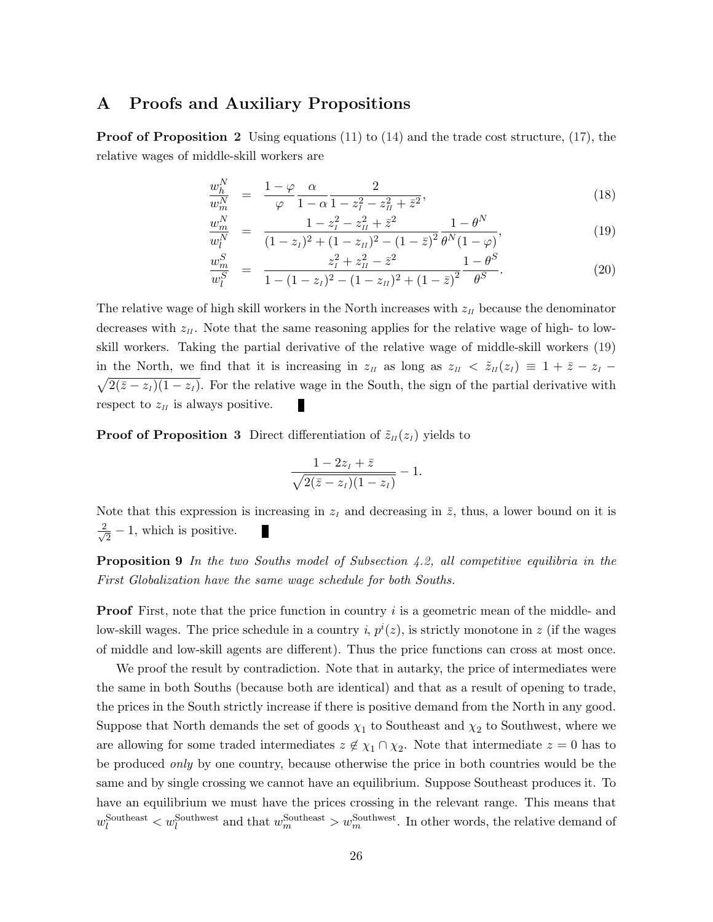# A Proofs and Auxiliary Propositions

**Proof of Proposition 2** Using equations (11) to (14) and the trade cost structure, (17), the relative wages of middle-skill workers are

$$\frac{w_h^N}{w_m^N} = \frac{1-\varphi}{\varphi}\frac{\alpha}{1-\alpha}\frac{2}{1-z_I^2-z_{II}^2+\bar{z}^2}, \tag{18}$$

$$\frac{w_m^N}{w_l^N} = \frac{1-z_I^2-z_{II}^2+\bar{z}^2}{(1-z_I)^2+(1-z_{II})^2-(1-\bar{z})^2}\frac{1-\theta^N}{\theta^N(1-\varphi)}, \tag{19}$$

$$\frac{w_m^S}{w_l^S} = \frac{z_I^2+z_{II}^2-\bar{z}^2}{1-(1-z_I)^2-(1-z_{II})^2+(1-\bar{z})^2}\frac{1-\theta^S}{\theta^S}. \tag{20}$$

The relative wage of high skill workers in the North increases with $z_{II}$ because the denominator decreases with $z_{II}$. Note that the same reasoning applies for the relative wage of high- to low-skill workers. Taking the partial derivative of the relative wage of middle-skill workers (19) in the North, we find that it is increasing in $z_{II}$ as long as $z_{II} < \tilde{z}_{II}(z_I) \equiv 1+\bar{z}-z_I-\sqrt{2(\bar{z}-z_I)(1-z_I)}$. For the relative wage in the South, the sign of the partial derivative with respect to $z_{II}$ is always positive. ∎

**Proof of Proposition 3** Direct differentiation of $\tilde{z}_{II}(z_I)$ yields to

$$\frac{1-2z_I+\bar{z}}{\sqrt{2(\bar{z}-z_I)(1-z_I)}}-1.$$

Note that this expression is increasing in $z_I$ and decreasing in $\bar{z}$, thus, a lower bound on it is $\frac{2}{\sqrt{2}}-1$, which is positive. ∎

**Proposition 9** *In the two Souths model of Subsection 4.2, all competitive equilibria in the First Globalization have the same wage schedule for both Souths.*

**Proof** First, note that the price function in country $i$ is a geometric mean of the middle- and low-skill wages. The price schedule in a country $i$, $p^i(z)$, is strictly monotone in $z$ (if the wages of middle and low-skill agents are different). Thus the price functions can cross at most once.

We proof the result by contradiction. Note that in autarky, the price of intermediates were the same in both Souths (because both are identical) and that as a result of opening to trade, the prices in the South strictly increase if there is positive demand from the North in any good. Suppose that North demands the set of goods $\chi_1$ to Southeast and $\chi_2$ to Southwest, where we are allowing for some traded intermediates $z \notin \chi_1 \cap \chi_2$. Note that intermediate $z = 0$ has to be produced *only* by one country, because otherwise the price in both countries would be the same and by single crossing we cannot have an equilibrium. Suppose Southeast produces it. To have an equilibrium we must have the prices crossing in the relevant range. This means that $w_l^{\text{Southeast}} < w_l^{\text{Southwest}}$ and that $w_m^{\text{Southeast}} > w_m^{\text{Southwest}}$. In other words, the relative demand of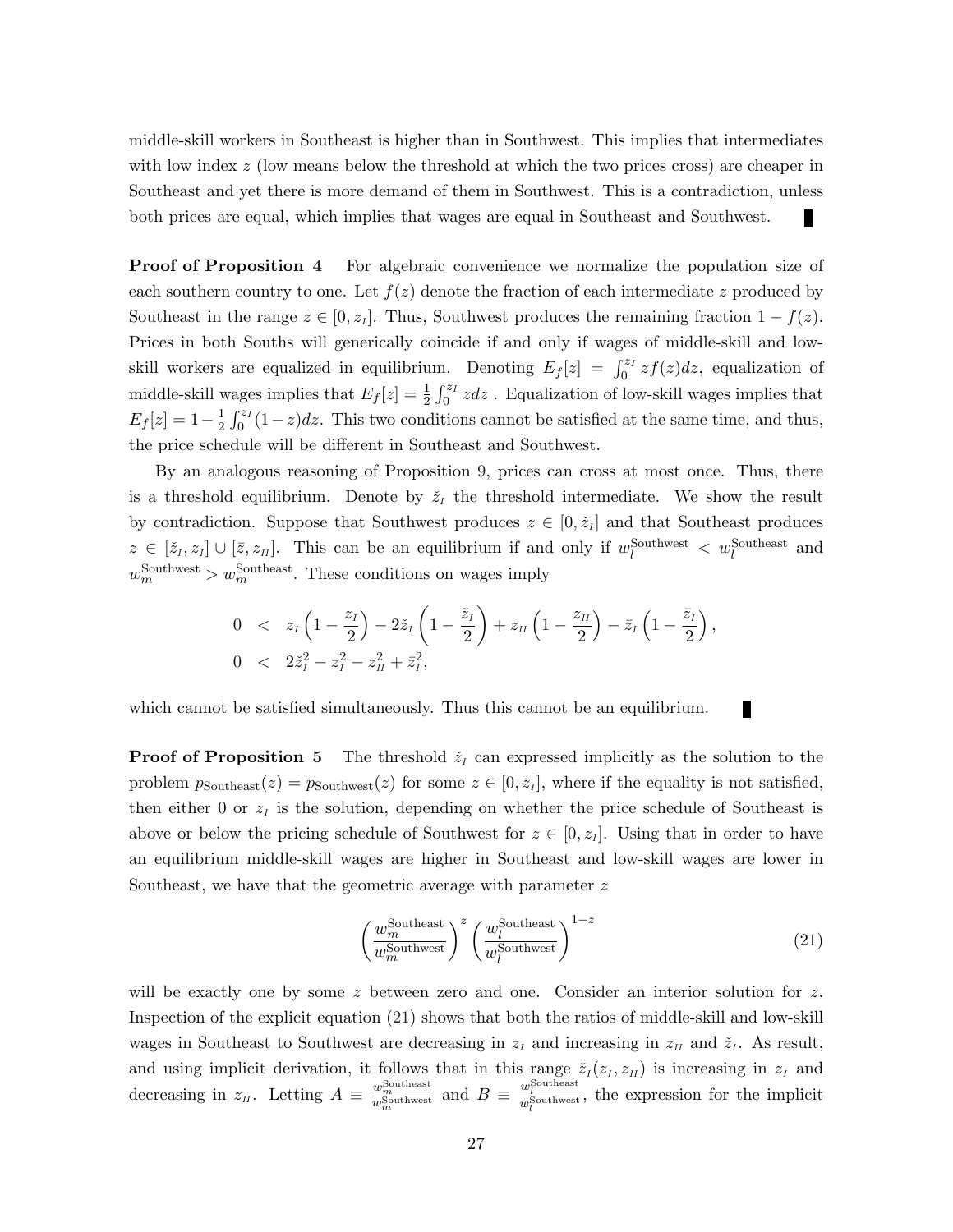middle-skill workers in Southeast is higher than in Southwest. This implies that intermediates with low index $z$ (low means below the threshold at which the two prices cross) are cheaper in Southeast and yet there is more demand of them in Southwest. This is a contradiction, unless both prices are equal, which implies that wages are equal in Southeast and Southwest. ∎

**Proof of Proposition 4** For algebraic convenience we normalize the population size of each southern country to one. Let $f(z)$ denote the fraction of each intermediate $z$ produced by Southeast in the range $z \in [0, z_I]$. Thus, Southwest produces the remaining fraction $1 - f(z)$. Prices in both Souths will generically coincide if and only if wages of middle-skill and low-skill workers are equalized in equilibrium. Denoting $E_f[z] = \int_0^{z_I} z f(z) dz$, equalization of middle-skill wages implies that $E_f[z] = \frac{1}{2}\int_0^{z_I} z dz$ . Equalization of low-skill wages implies that $E_f[z] = 1 - \frac{1}{2}\int_0^{z_I}(1-z)dz$. This two conditions cannot be satisfied at the same time, and thus, the price schedule will be different in Southeast and Southwest.

By an analogous reasoning of Proposition 9, prices can cross at most once. Thus, there is a threshold equilibrium. Denote by $\check{z}_I$ the threshold intermediate. We show the result by contradiction. Suppose that Southwest produces $z \in [0, \check{z}_I]$ and that Southeast produces $z \in [\check{z}_I, z_I] \cup [\bar{z}, z_{II}]$. This can be an equilibrium if and only if $w_l^{\text{Southwest}} < w_l^{\text{Southeast}}$ and $w_m^{\text{Southwest}} > w_m^{\text{Southeast}}$. These conditions on wages imply

$$
\begin{aligned}
0 &< z_I\left(1 - \frac{z_I}{2}\right) - 2\check{z}_I\left(1 - \frac{\check{z}_I}{2}\right) + z_{II}\left(1 - \frac{z_{II}}{2}\right) - \bar{z}_I\left(1 - \frac{\bar{z}_I}{2}\right), \\
0 &< 2\check{z}_I^2 - z_I^2 - z_{II}^2 + \bar{z}_I^2,
\end{aligned}
$$

which cannot be satisfied simultaneously. Thus this cannot be an equilibrium. ∎

**Proof of Proposition 5** The threshold $\check{z}_I$ can expressed implicitly as the solution to the problem $p_{\text{Southeast}}(z) = p_{\text{Southwest}}(z)$ for some $z \in [0, z_I]$, where if the equality is not satisfied, then either 0 or $z_I$ is the solution, depending on whether the price schedule of Southeast is above or below the pricing schedule of Southwest for $z \in [0, z_I]$. Using that in order to have an equilibrium middle-skill wages are higher in Southeast and low-skill wages are lower in Southeast, we have that the geometric average with parameter $z$

$$
\left(\frac{w_m^{\text{Southeast}}}{w_m^{\text{Southwest}}}\right)^z \left(\frac{w_l^{\text{Southeast}}}{w_l^{\text{Southwest}}}\right)^{1-z} \tag{21}
$$

will be exactly one by some $z$ between zero and one. Consider an interior solution for $z$. Inspection of the explicit equation (21) shows that both the ratios of middle-skill and low-skill wages in Southeast to Southwest are decreasing in $z_I$ and increasing in $z_{II}$ and $\check{z}_I$. As result, and using implicit derivation, it follows that in this range $\check{z}_I(z_I, z_{II})$ is increasing in $z_I$ and decreasing in $z_{II}$. Letting $A \equiv \frac{w_m^{\text{Southeast}}}{w_m^{\text{Southwest}}}$ and $B \equiv \frac{w_l^{\text{Southeast}}}{w_l^{\text{Southwest}}}$, the expression for the implicit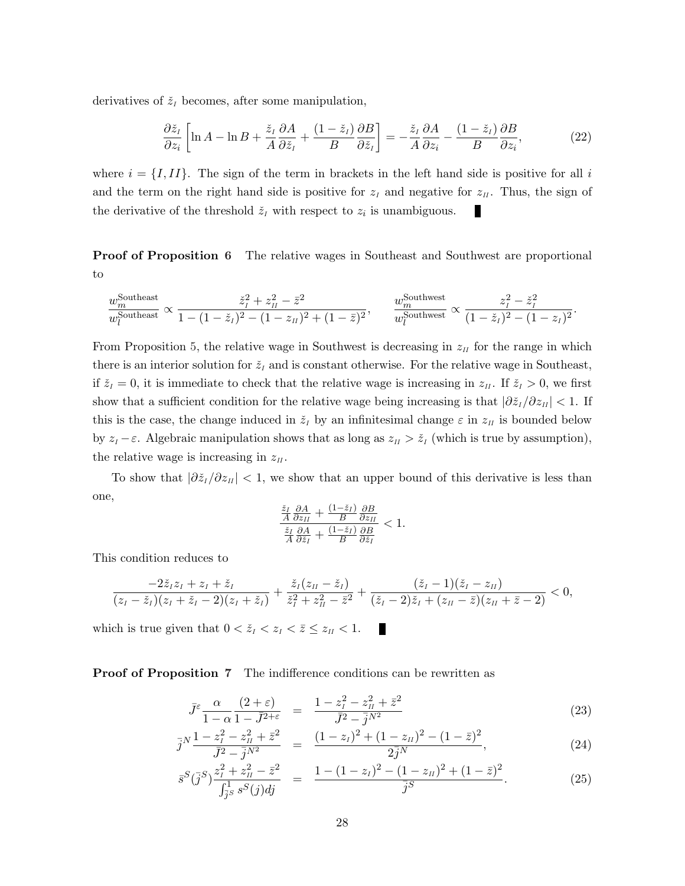derivatives of $\check{z}_I$ becomes, after some manipulation,

$$\frac{\partial \check{z}_I}{\partial z_i}\left[\ln A - \ln B + \frac{\check{z}_I}{A}\frac{\partial A}{\partial \check{z}_I} + \frac{(1-\check{z}_I)}{B}\frac{\partial B}{\partial \check{z}_I}\right] = -\frac{\check{z}_I}{A}\frac{\partial A}{\partial z_i} - \frac{(1-\check{z}_I)}{B}\frac{\partial B}{\partial z_i}, \tag{22}$$

where $i = \{I, II\}$. The sign of the term in brackets in the left hand side is positive for all $i$ and the term on the right hand side is positive for $z_I$ and negative for $z_{II}$. Thus, the sign of the derivative of the threshold $\check{z}_I$ with respect to $z_i$ is unambiguous. ■

**Proof of Proposition 6** The relative wages in Southeast and Southwest are proportional to

$$\frac{w_m^{\text{Southeast}}}{w_l^{\text{Southeast}}} \propto \frac{\check{z}_I^2 + z_{II}^2 - \bar{z}^2}{1-(1-\check{z}_I)^2 - (1-z_{II})^2 + (1-\bar{z})^2}, \qquad \frac{w_m^{\text{Southwest}}}{w_l^{\text{Southwest}}} \propto \frac{z_I^2 - \check{z}_I^2}{(1-\check{z}_I)^2 - (1-z_I)^2}.$$

From Proposition 5, the relative wage in Southwest is decreasing in $z_{II}$ for the range in which there is an interior solution for $\check{z}_I$ and is constant otherwise. For the relative wage in Southeast, if $\check{z}_I = 0$, it is immediate to check that the relative wage is increasing in $z_{II}$. If $\check{z}_I > 0$, we first show that a sufficient condition for the relative wage being increasing is that $|\partial \check{z}_I / \partial z_{II}| < 1$. If this is the case, the change induced in $\check{z}_I$ by an infinitesimal change $\varepsilon$ in $z_{II}$ is bounded below by $z_I - \varepsilon$. Algebraic manipulation shows that as long as $z_{II} > \check{z}_I$ (which is true by assumption), the relative wage is increasing in $z_{II}$.

To show that $|\partial \check{z}_I / \partial z_{II}| < 1$, we show that an upper bound of this derivative is less than one,

$$\frac{\frac{\check{z}_I}{A}\frac{\partial A}{\partial z_{II}} + \frac{(1-\check{z}_I)}{B}\frac{\partial B}{\partial z_{II}}}{\frac{\check{z}_I}{A}\frac{\partial A}{\partial \check{z}_I} + \frac{(1-\check{z}_I)}{B}\frac{\partial B}{\partial \check{z}_I}} < 1.$$

This condition reduces to

$$\frac{-2\check{z}_I z_I + z_I + \check{z}_I}{(z_I - \check{z}_I)(z_I + \check{z}_I - 2)(z_I + \check{z}_I)} + \frac{\check{z}_I(z_{II} - \check{z}_I)}{\check{z}_I^2 + z_{II}^2 - \bar{z}^2} + \frac{(\check{z}_I - 1)(\check{z}_I - z_{II})}{(\check{z}_I - 2)\check{z}_I + (z_{II} - \bar{z})(z_{II} + \bar{z} - 2)} < 0,$$

which is true given that $0 < \check{z}_I < z_I < \bar{z} \le z_{II} < 1$. ■

**Proof of Proposition 7** The indifference conditions can be rewritten as

$$\bar{J}^{\varepsilon}\frac{\alpha}{1-\alpha}\frac{(2+\varepsilon)}{1-\bar{J}^{2+\varepsilon}} = \frac{1 - z_I^2 - z_{II}^2 + \bar{z}^2}{\bar{J}^2 - \bar{j}^{N2}} \tag{23}$$

$$\bar{j}^N \frac{1 - z_I^2 - z_{II}^2 + \bar{z}^2}{\bar{J}^2 - \bar{j}^{N2}} = \frac{(1-z_I)^2 + (1-z_{II})^2 - (1-\bar{z})^2}{2\bar{j}^N}, \tag{24}$$

$$\bar{s}^S(\bar{j}^S)\frac{z_I^2 + z_{II}^2 - \bar{z}^2}{\int_{\bar{j}^S}^1 s^S(j)dj} = \frac{1-(1-z_I)^2 - (1-z_{II})^2 + (1-\bar{z})^2}{\bar{j}^S}. \tag{25}$$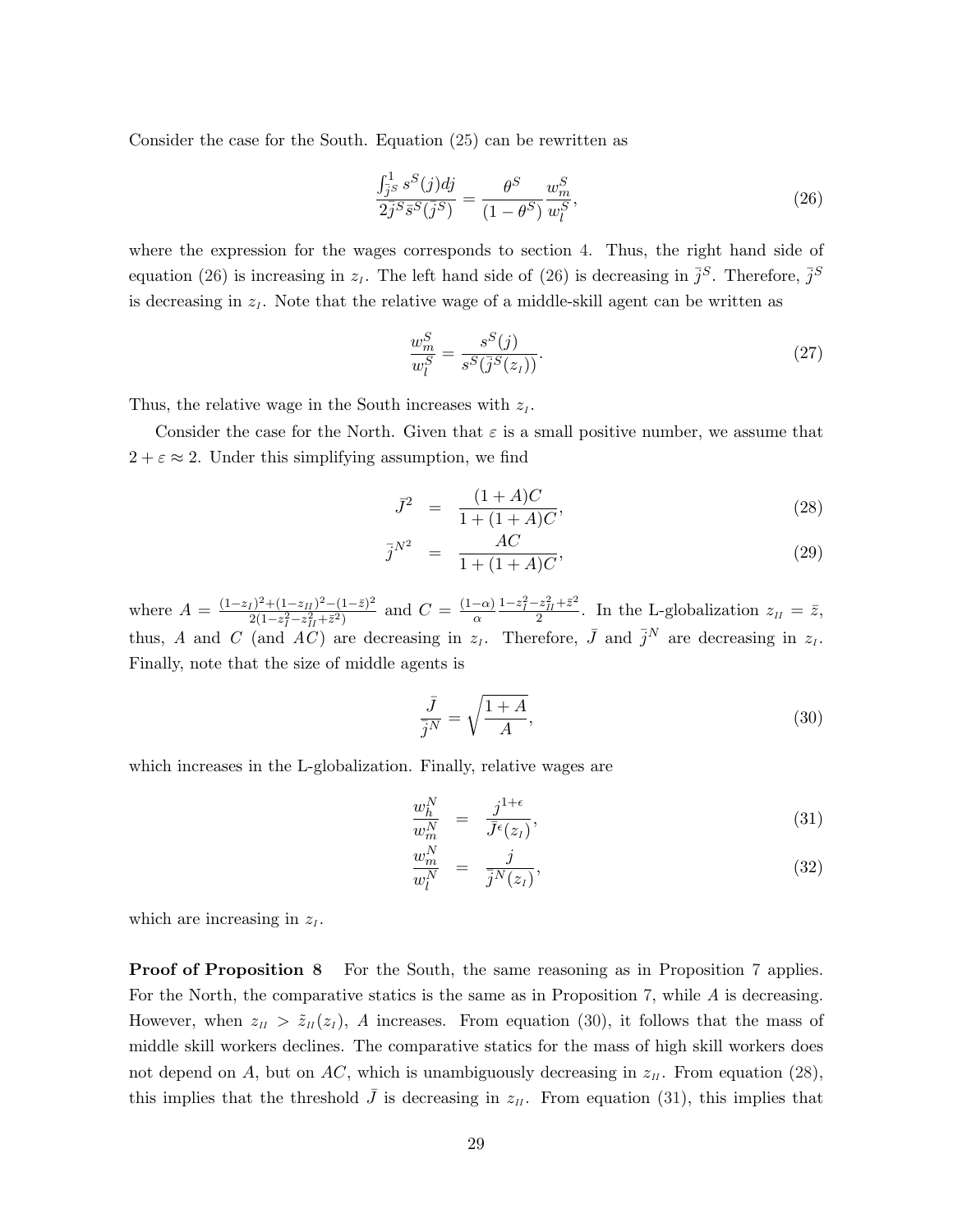Consider the case for the South. Equation (25) can be rewritten as

$$\frac{\int_{\bar{j}^S}^1 s^S(j)dj}{2\bar{j}^S \bar{s}^S(\bar{j}^S)} = \frac{\theta^S}{(1-\theta^S)} \frac{w_m^S}{w_l^S}, \tag{26}$$

where the expression for the wages corresponds to section 4. Thus, the right hand side of equation (26) is increasing in $z_I$. The left hand side of (26) is decreasing in $\bar{j}^S$. Therefore, $\bar{j}^S$ is decreasing in $z_I$. Note that the relative wage of a middle-skill agent can be written as

$$\frac{w_m^S}{w_l^S} = \frac{s^S(j)}{s^S(\bar{j}^S(z_I))}. \tag{27}$$

Thus, the relative wage in the South increases with $z_I$.

Consider the case for the North. Given that $\varepsilon$ is a small positive number, we assume that $2 + \varepsilon \approx 2$. Under this simplifying assumption, we find

$$\bar{J}^2 = \frac{(1+A)C}{1+(1+A)C}, \tag{28}$$

$$\bar{j}^{N2} = \frac{AC}{1+(1+A)C}, \tag{29}$$

where $A = \frac{(1-z_I)^2+(1-z_{II})^2-(1-\bar{z})^2}{2(1-z_I^2-z_{II}^2+\bar{z}^2)}$ and $C = \frac{(1-\alpha)}{\alpha}\frac{1-z_I^2-z_{II}^2+\bar{z}^2}{2}$. In the L-globalization $z_{II} = \bar{z}$, thus, $A$ and $C$ (and $AC$) are decreasing in $z_I$. Therefore, $\bar{J}$ and $\bar{j}^N$ are decreasing in $z_I$. Finally, note that the size of middle agents is

$$\frac{\bar{J}}{\bar{j}^N} = \sqrt{\frac{1+A}{A}}, \tag{30}$$

which increases in the L-globalization. Finally, relative wages are

$$\frac{w_h^N}{w_m^N} = \frac{j^{1+\epsilon}}{\bar{J}^{\epsilon}(z_I)}, \tag{31}$$

$$\frac{w_m^N}{w_l^N} = \frac{j}{\bar{j}^N(z_I)}, \tag{32}$$

which are increasing in $z_I$.

**Proof of Proposition 8** For the South, the same reasoning as in Proposition 7 applies. For the North, the comparative statics is the same as in Proposition 7, while $A$ is decreasing. However, when $z_{II} > \tilde{z}_{II}(z_I)$, $A$ increases. From equation (30), it follows that the mass of middle skill workers declines. The comparative statics for the mass of high skill workers does not depend on $A$, but on $AC$, which is unambiguously decreasing in $z_{II}$. From equation (28), this implies that the threshold $\bar{J}$ is decreasing in $z_{II}$. From equation (31), this implies that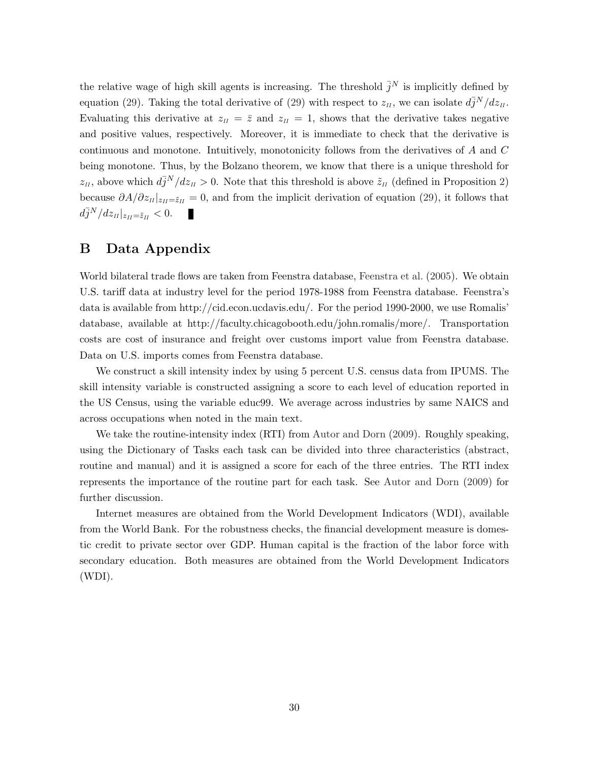the relative wage of high skill agents is increasing. The threshold $\bar{j}^N$ is implicitly defined by equation (29). Taking the total derivative of (29) with respect to $z_{II}$, we can isolate $d\bar{j}^N/dz_{II}$. Evaluating this derivative at $z_{II} = \bar{z}$ and $z_{II} = 1$, shows that the derivative takes negative and positive values, respectively. Moreover, it is immediate to check that the derivative is continuous and monotone. Intuitively, monotonicity follows from the derivatives of $A$ and $C$ being monotone. Thus, by the Bolzano theorem, we know that there is a unique threshold for $z_{II}$, above which $d\bar{j}^N/dz_{II} > 0$. Note that this threshold is above $\tilde{z}_{II}$ (defined in Proposition 2) because $\partial A/\partial z_{II}|_{z_{II}=\tilde{z}_{II}} = 0$, and from the implicit derivation of equation (29), it follows that $d\bar{j}^N/dz_{II}|_{z_{II}=\tilde{z}_{II}} < 0$. ■

# B Data Appendix

World bilateral trade flows are taken from Feenstra database, Feenstra et al. (2005). We obtain U.S. tariff data at industry level for the period 1978-1988 from Feenstra database. Feenstra's data is available from http://cid.econ.ucdavis.edu/. For the period 1990-2000, we use Romalis' database, available at http://faculty.chicagobooth.edu/john.romalis/more/. Transportation costs are cost of insurance and freight over customs import value from Feenstra database. Data on U.S. imports comes from Feenstra database.

We construct a skill intensity index by using 5 percent U.S. census data from IPUMS. The skill intensity variable is constructed assigning a score to each level of education reported in the US Census, using the variable educ99. We average across industries by same NAICS and across occupations when noted in the main text.

We take the routine-intensity index (RTI) from Autor and Dorn (2009). Roughly speaking, using the Dictionary of Tasks each task can be divided into three characteristics (abstract, routine and manual) and it is assigned a score for each of the three entries. The RTI index represents the importance of the routine part for each task. See Autor and Dorn (2009) for further discussion.

Internet measures are obtained from the World Development Indicators (WDI), available from the World Bank. For the robustness checks, the financial development measure is domestic credit to private sector over GDP. Human capital is the fraction of the labor force with secondary education. Both measures are obtained from the World Development Indicators (WDI).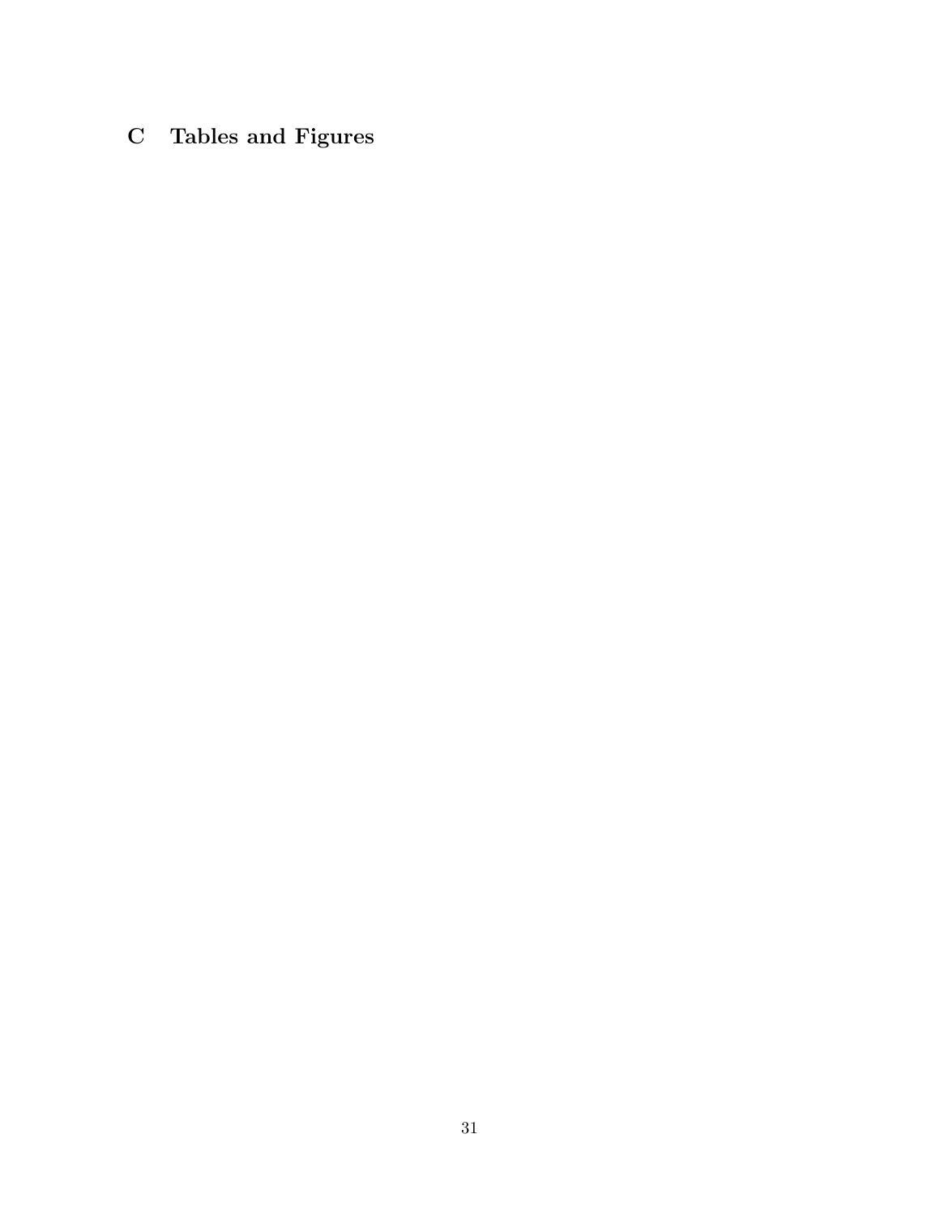# C Tables and Figures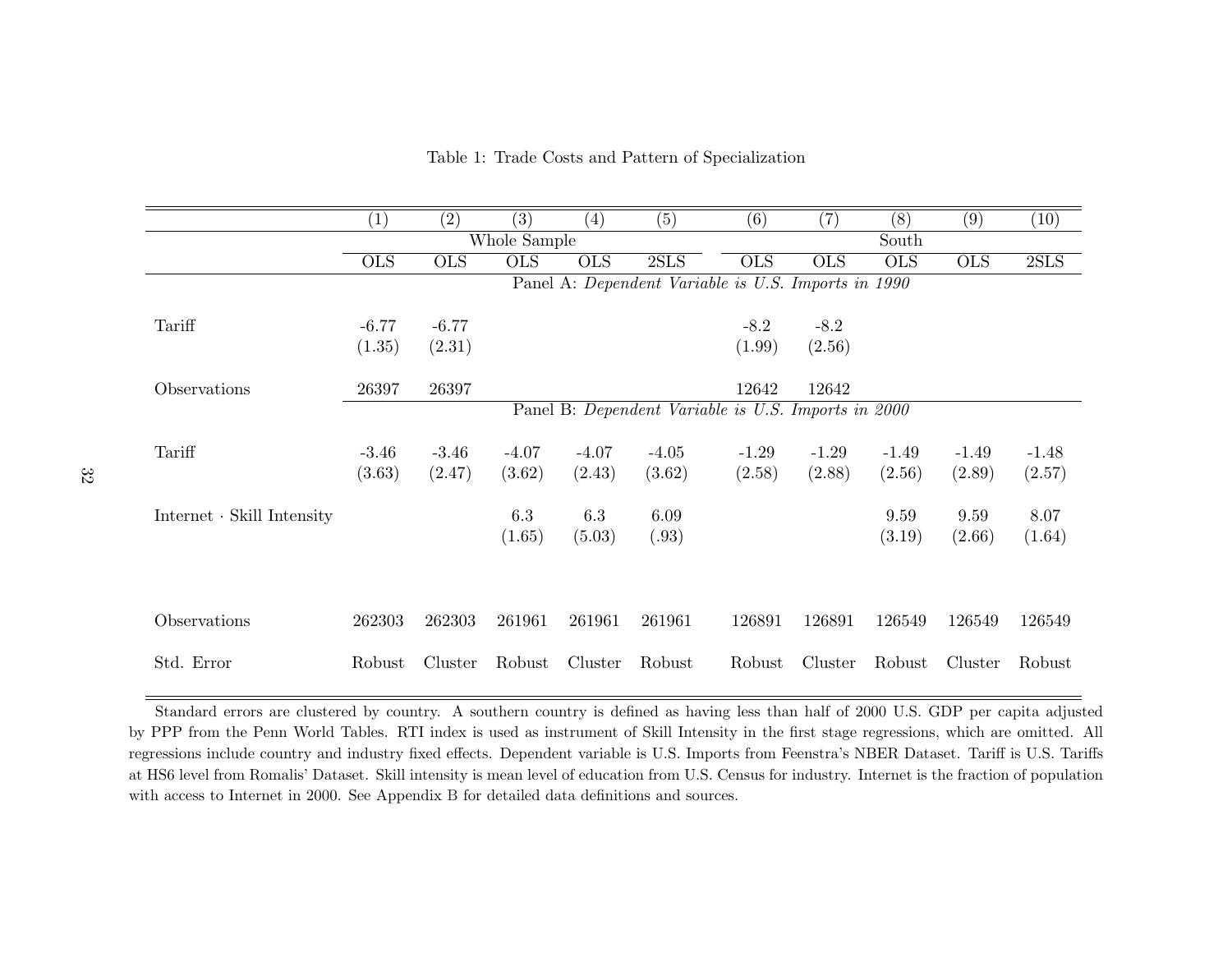Table 1: Trade Costs and Pattern of Specialization

| | (1) | (2) | (3) | (4) | (5) | (6) | (7) | (8) | (9) | (10) |
|---|---|---|---|---|---|---|---|---|---|---|
| | Whole Sample | | | | | South | | | | |
| | OLS | OLS | OLS | OLS | 2SLS | OLS | OLS | OLS | OLS | 2SLS |
| | Panel A: *Dependent Variable is U.S. Imports in 1990* | | | | | | | | | |
| Tariff | -6.77 | -6.77 | | | | -8.2 | -8.2 | | | |
| | (1.35) | (2.31) | | | | (1.99) | (2.56) | | | |
| Observations | 26397 | 26397 | | | | 12642 | 12642 | | | |
| | Panel B: *Dependent Variable is U.S. Imports in 2000* | | | | | | | | | |
| Tariff | -3.46 | -3.46 | -4.07 | -4.07 | -4.05 | -1.29 | -1.29 | -1.49 | -1.49 | -1.48 |
| | (3.63) | (2.47) | (3.62) | (2.43) | (3.62) | (2.58) | (2.88) | (2.56) | (2.89) | (2.57) |
| Internet · Skill Intensity | | | 6.3 | 6.3 | 6.09 | | | 9.59 | 9.59 | 8.07 |
| | | | (1.65) | (5.03) | (.93) | | | (3.19) | (2.66) | (1.64) |
| Observations | 262303 | 262303 | 261961 | 261961 | 261961 | 126891 | 126891 | 126549 | 126549 | 126549 |
| Std. Error | Robust | Cluster | Robust | Cluster | Robust | Robust | Cluster | Robust | Cluster | Robust |

Standard errors are clustered by country. A southern country is defined as having less than half of 2000 U.S. GDP per capita adjusted by PPP from the Penn World Tables. RTI index is used as instrument of Skill Intensity in the first stage regressions, which are omitted. All regressions include country and industry fixed effects. Dependent variable is U.S. Imports from Feenstra's NBER Dataset. Tariff is U.S. Tariffs at HS6 level from Romalis' Dataset. Skill intensity is mean level of education from U.S. Census for industry. Internet is the fraction of population with access to Internet in 2000. See Appendix B for detailed data definitions and sources.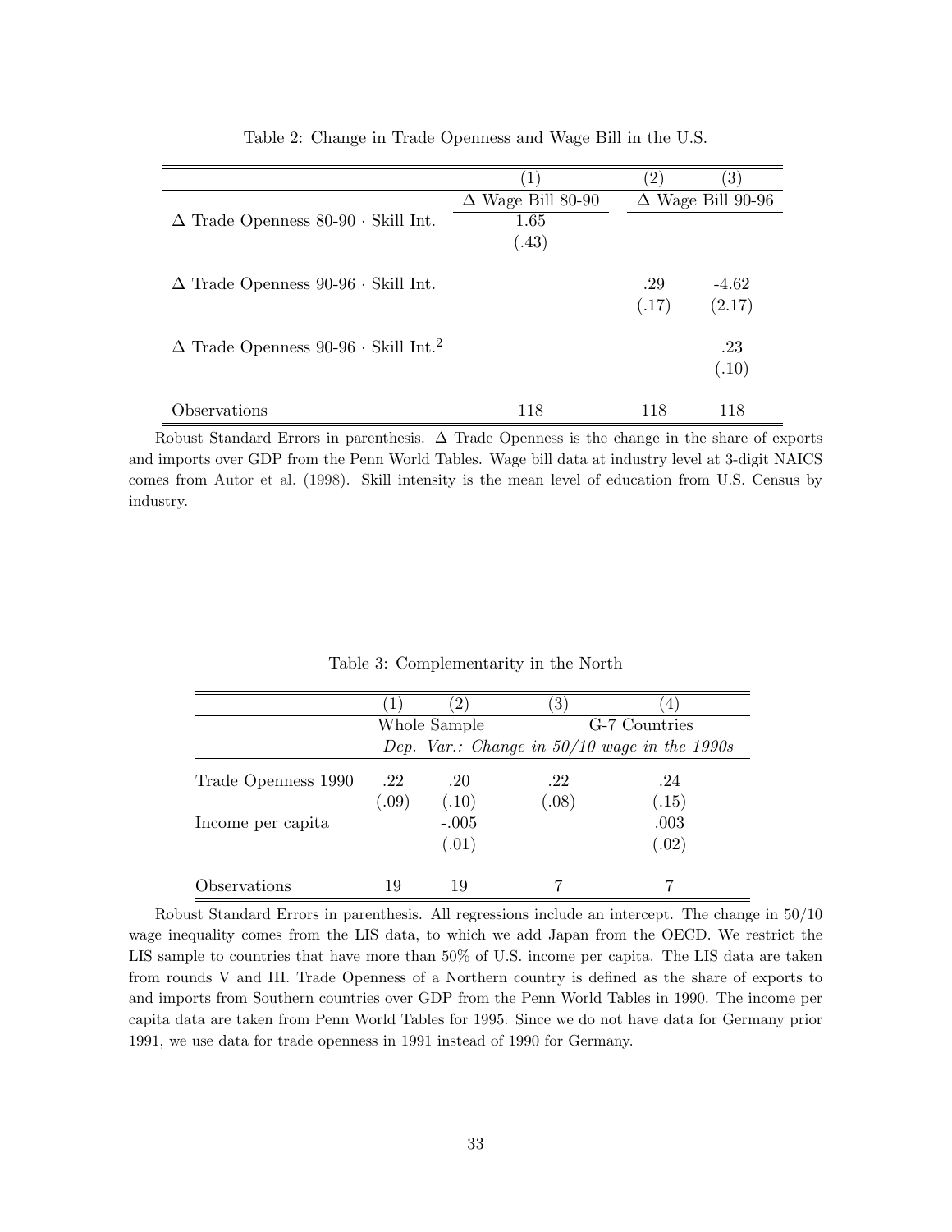Table 2: Change in Trade Openness and Wage Bill in the U.S.

| | (1) | (2) | (3) |
|---|---|---|---|
| | $\Delta$ Wage Bill 80-90 | $\Delta$ Wage Bill 90-96 | |
| $\Delta$ Trade Openness 80-90 $\cdot$ Skill Int. | 1.65 | | |
| | (.43) | | |
| $\Delta$ Trade Openness 90-96 $\cdot$ Skill Int. | | .29 | -4.62 |
| | | (.17) | (2.17) |
| $\Delta$ Trade Openness 90-96 $\cdot$ Skill Int.$^2$ | | | .23 |
| | | | (.10) |
| Observations | 118 | 118 | 118 |

Robust Standard Errors in parenthesis. $\Delta$ Trade Openness is the change in the share of exports and imports over GDP from the Penn World Tables. Wage bill data at industry level at 3-digit NAICS comes from Autor et al. (1998). Skill intensity is the mean level of education from U.S. Census by industry.

Table 3: Complementarity in the North

| | (1) | (2) | (3) | (4) |
|---|---|---|---|---|
| | Whole Sample | | G-7 Countries | |
| | *Dep. Var.: Change in 50/10 wage in the 1990s* | | | |
| Trade Openness 1990 | .22 | .20 | .22 | .24 |
| | (.09) | (.10) | (.08) | (.15) |
| Income per capita | | -.005 | | .003 |
| | | (.01) | | (.02) |
| Observations | 19 | 19 | 7 | 7 |

Robust Standard Errors in parenthesis. All regressions include an intercept. The change in 50/10 wage inequality comes from the LIS data, to which we add Japan from the OECD. We restrict the LIS sample to countries that have more than 50% of U.S. income per capita. The LIS data are taken from rounds V and III. Trade Openness of a Northern country is defined as the share of exports to and imports from Southern countries over GDP from the Penn World Tables in 1990. The income per capita data are taken from Penn World Tables for 1995. Since we do not have data for Germany prior 1991, we use data for trade openness in 1991 instead of 1990 for Germany.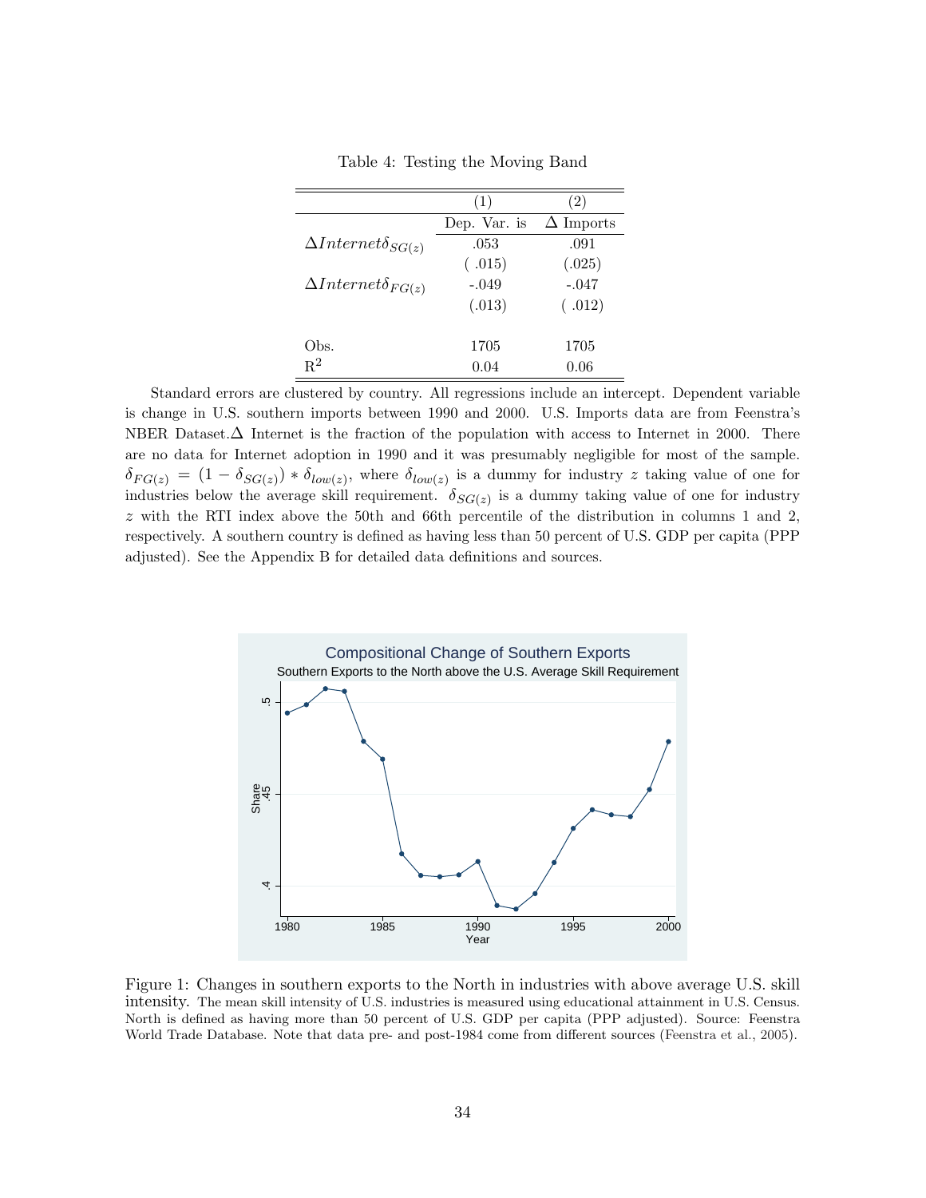Table 4: Testing the Moving Band

| | (1) | (2) |
|---|---|---|
| | Dep. Var. is | $\Delta$ Imports |
| $\Delta Internet \delta_{SG(z)}$ | .053 | .091 |
| | ( .015) | (.025) |
| $\Delta Internet \delta_{FG(z)}$ | -.049 | -.047 |
| | (.013) | ( .012) |
| Obs. | 1705 | 1705 |
| $R^2$ | 0.04 | 0.06 |

Standard errors are clustered by country. All regressions include an intercept. Dependent variable is change in U.S. southern imports between 1990 and 2000. U.S. Imports data are from Feenstra's NBER Dataset.$\Delta$ Internet is the fraction of the population with access to Internet in 2000. There are no data for Internet adoption in 1990 and it was presumably negligible for most of the sample. $\delta_{FG(z)} = (1 - \delta_{SG(z)}) * \delta_{low(z)}$, where $\delta_{low(z)}$ is a dummy for industry $z$ taking value of one for industries below the average skill requirement. $\delta_{SG(z)}$ is a dummy taking value of one for industry $z$ with the RTI index above the 50th and 66th percentile of the distribution in columns 1 and 2, respectively. A southern country is defined as having less than 50 percent of U.S. GDP per capita (PPP adjusted). See the Appendix B for detailed data definitions and sources.

Compositional Change of Southern Exports

Southern Exports to the North above the U.S. Average Skill Requirement

Share

.5

.45

.4

1980

1985

1990

1995

2000

Year

Figure 1: Changes in southern exports to the North in industries with above average U.S. skill intensity. The mean skill intensity of U.S. industries is measured using educational attainment in U.S. Census. North is defined as having more than 50 percent of U.S. GDP per capita (PPP adjusted). Source: Feenstra World Trade Database. Note that data pre- and post-1984 come from different sources (Feenstra et al., 2005).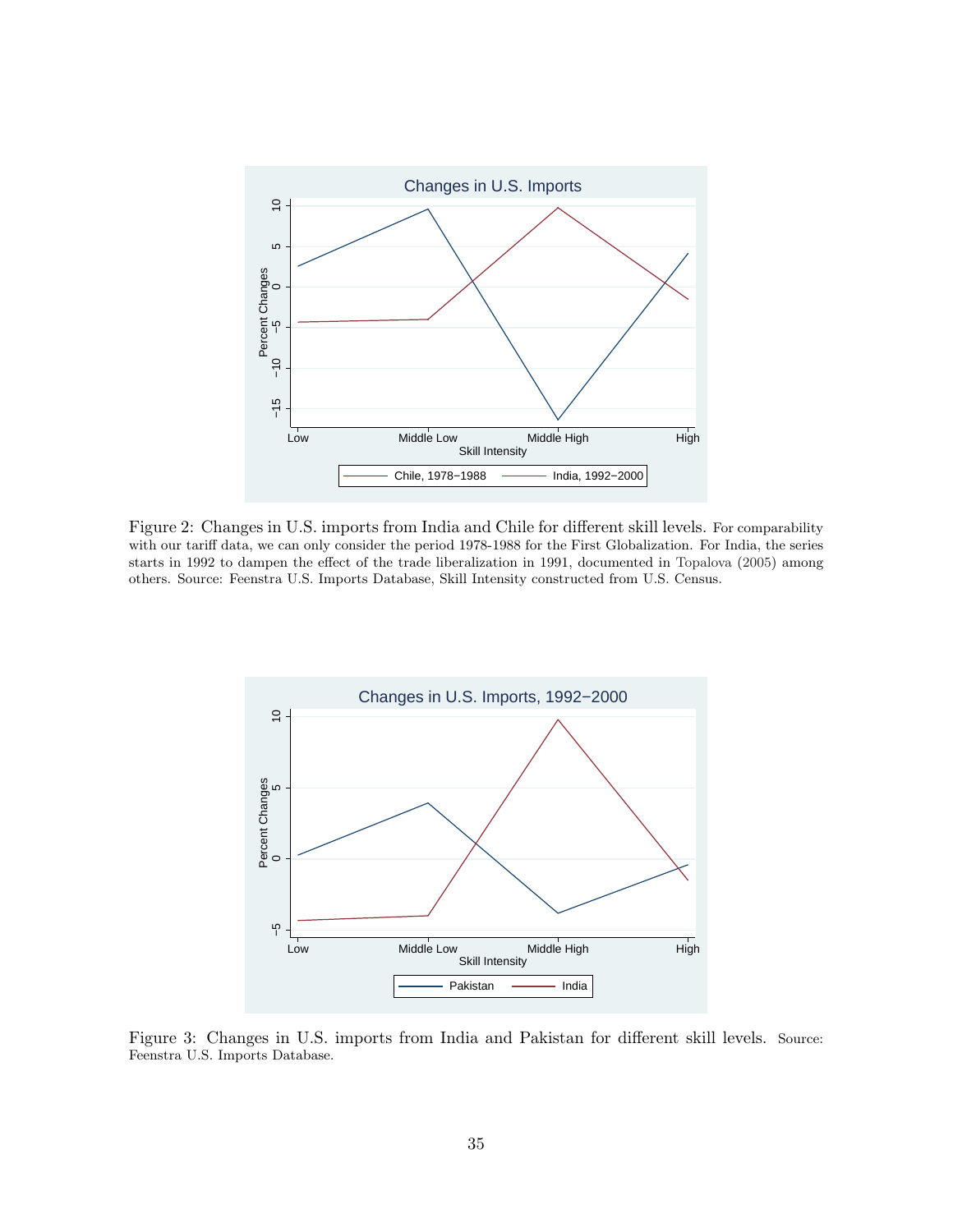Changes in U.S. Imports

Percent Changes

10
5
0
−5
−10
−15

Low
Middle Low
Middle High
High

Skill Intensity

Chile, 1978−1988
India, 1992−2000

Figure 2: Changes in U.S. imports from India and Chile for different skill levels. For comparability with our tariff data, we can only consider the period 1978-1988 for the First Globalization. For India, the series starts in 1992 to dampen the effect of the trade liberalization in 1991, documented in Topalova (2005) among others. Source: Feenstra U.S. Imports Database, Skill Intensity constructed from U.S. Census.

Changes in U.S. Imports, 1992−2000

Percent Changes

10
5
0
−5

Low
Middle Low
Middle High
High

Skill Intensity

Pakistan
India

Figure 3: Changes in U.S. imports from India and Pakistan for different skill levels. Source: Feenstra U.S. Imports Database.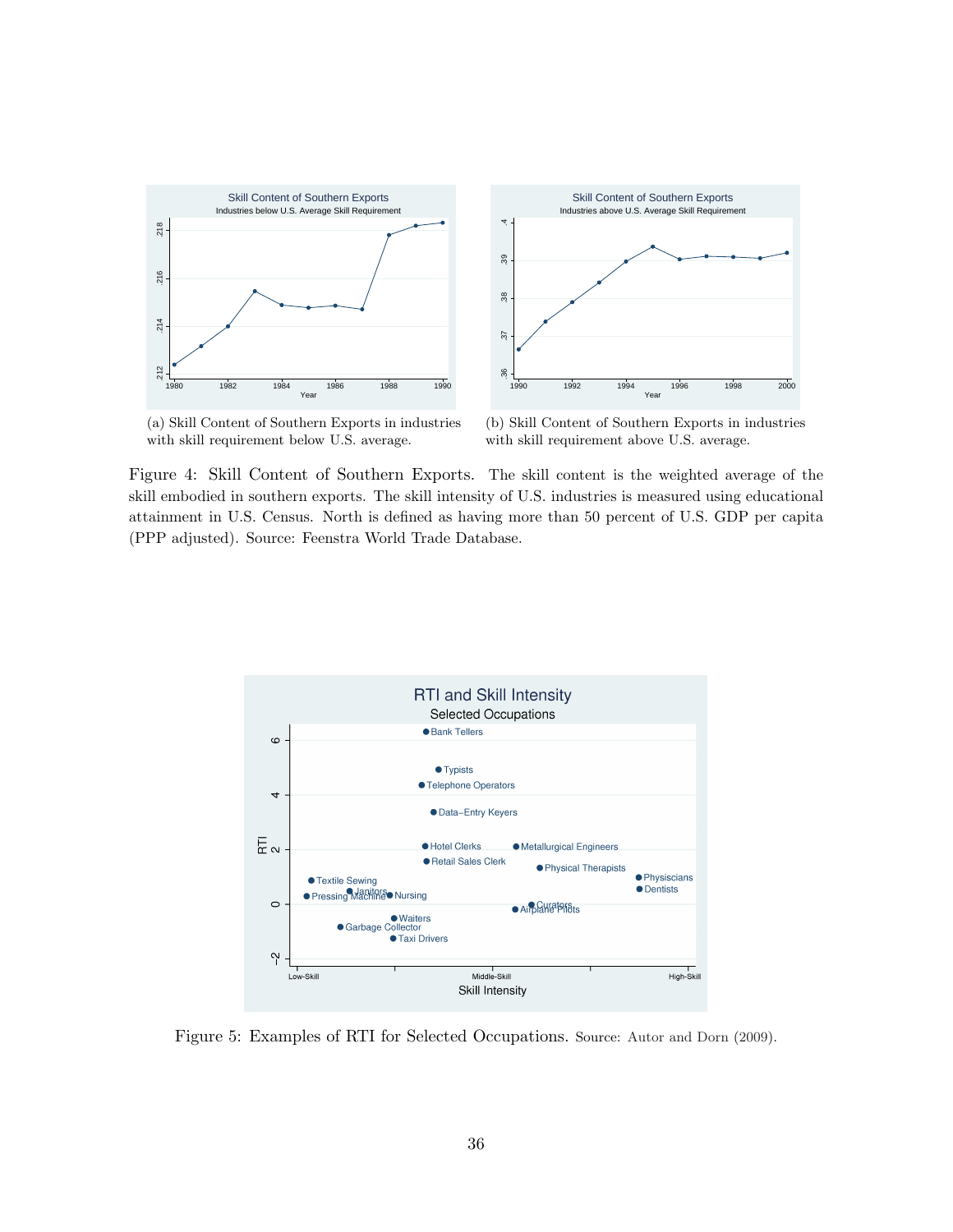Skill Content of Southern Exports
Industries below U.S. Average Skill Requirement

212
214
216
218

1980
1982
1984
1986
1988
1990
Year

(a) Skill Content of Southern Exports in industries with skill requirement below U.S. average.

Skill Content of Southern Exports
Industries above U.S. Average Skill Requirement

.36
.37
.38
.39
.4

1990
1992
1994
1996
1998
2000
Year

(b) Skill Content of Southern Exports in industries with skill requirement above U.S. average.

Figure 4: Skill Content of Southern Exports. The skill content is the weighted average of the skill embodied in southern exports. The skill intensity of U.S. industries is measured using educational attainment in U.S. Census. North is defined as having more than 50 percent of U.S. GDP per capita (PPP adjusted). Source: Feenstra World Trade Database.

RTI and Skill Intensity
Selected Occupations

RTI
−2
0
2
4
6

Skill Intensity
Low-Skill
Middle-Skill
High-Skill

Bank Tellers
Typists
Telephone Operators
Data−Entry Keyers
Hotel Clerks
Metallurgical Engineers
Retail Sales Clerk
Physical Therapists
Physiscians
Dentists
Textile Sewing
Janitors
Pressing Machine
Nursing
Curators
Airplane Pilots
Waiters
Garbage Collector
Taxi Drivers

Figure 5: Examples of RTI for Selected Occupations. Source: Autor and Dorn (2009).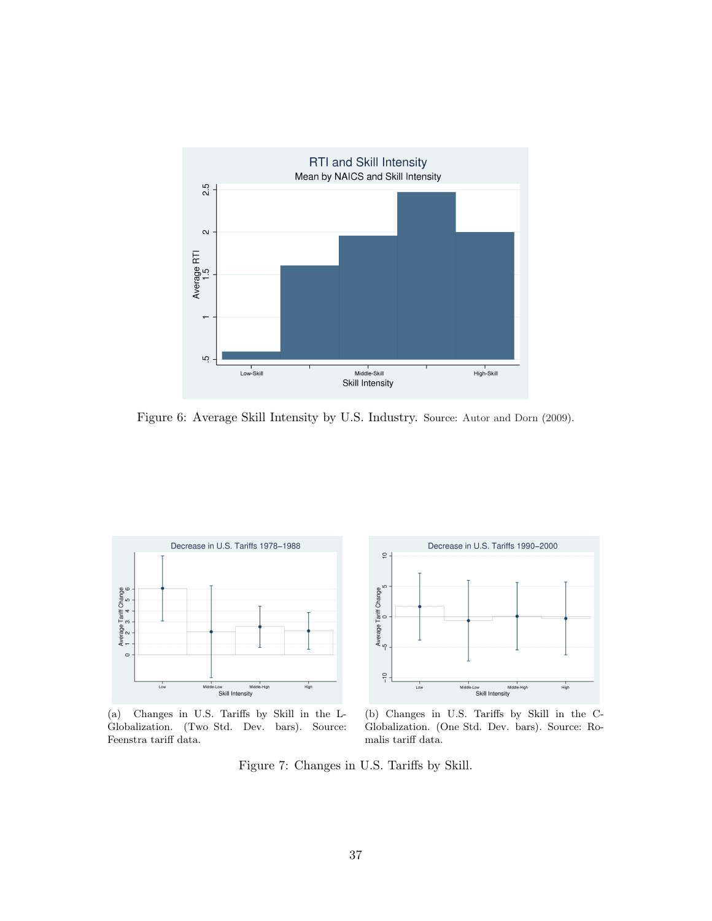RTI and Skill Intensity

Mean by NAICS and Skill Intensity

Average RTI

.5
1
1.5
2
2.5

Low-Skill
Middle-Skill
High-Skill

Skill Intensity

Figure 6: Average Skill Intensity by U.S. Industry. Source: Autor and Dorn (2009).

Decrease in U.S. Tariffs 1978–1988

Average Tariff Change

0
1
2
3
4
5
6

Low
Middle-Low
Middle-High
High

Skill Intensity

(a) Changes in U.S. Tariffs by Skill in the L-Globalization. (Two Std. Dev. bars). Source: Feenstra tariff data.

Decrease in U.S. Tariffs 1990–2000

Average Tariff Change

−10
−5
0
5
10

Low
Middle-Low
Middle-High
High

Skill Intensity

(b) Changes in U.S. Tariffs by Skill in the C-Globalization. (One Std. Dev. bars). Source: Romalis tariff data.

Figure 7: Changes in U.S. Tariffs by Skill.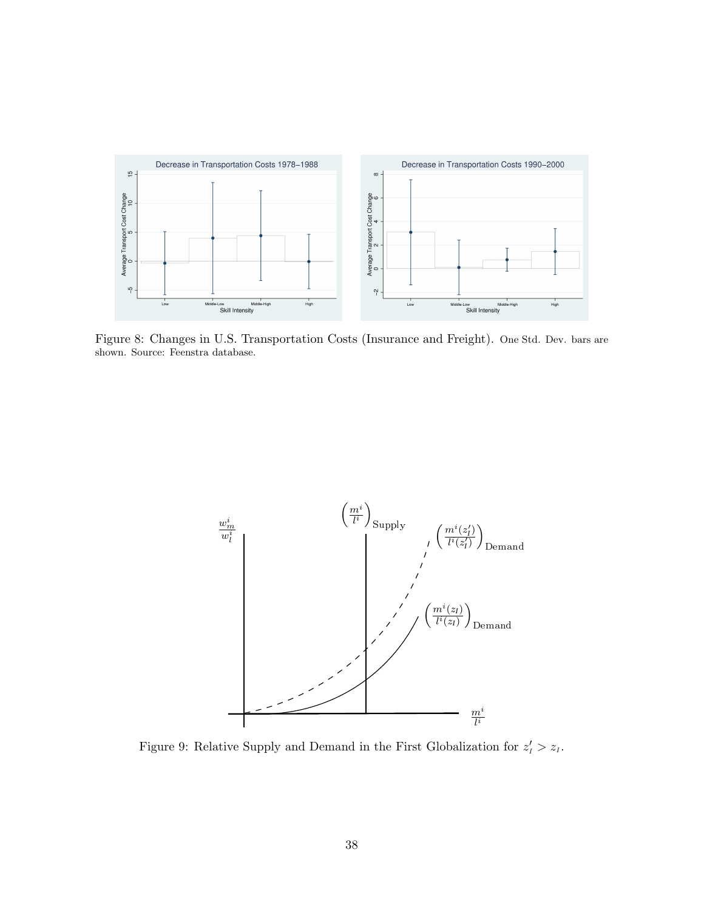Decrease in Transportation Costs 1978–1988

Average Transport Cost Change

15
10
5
0
-5

Low
Middle-Low
Middle-High
High

Skill Intensity

Decrease in Transportation Costs 1990–2000

Average Transport Cost Change

8
6
4
2
0
-2

Low
Middle-Low
Middle-High
High

Skill Intensity

Figure 8: Changes in U.S. Transportation Costs (Insurance and Freight). One Std. Dev. bars are shown. Source: Feenstra database.

$\frac{w^i_m}{w^i_l}$

$\left(\frac{m^i}{l^i}\right)_{\text{Supply}}$

$\left(\frac{m^i(z'_I)}{l^i(z'_I)}\right)_{\text{Demand}}$

$\left(\frac{m^i(z_I)}{l^i(z_I)}\right)_{\text{Demand}}$

$\frac{m^i}{l^i}$

Figure 9: Relative Supply and Demand in the First Globalization for $z'_I > z_I$.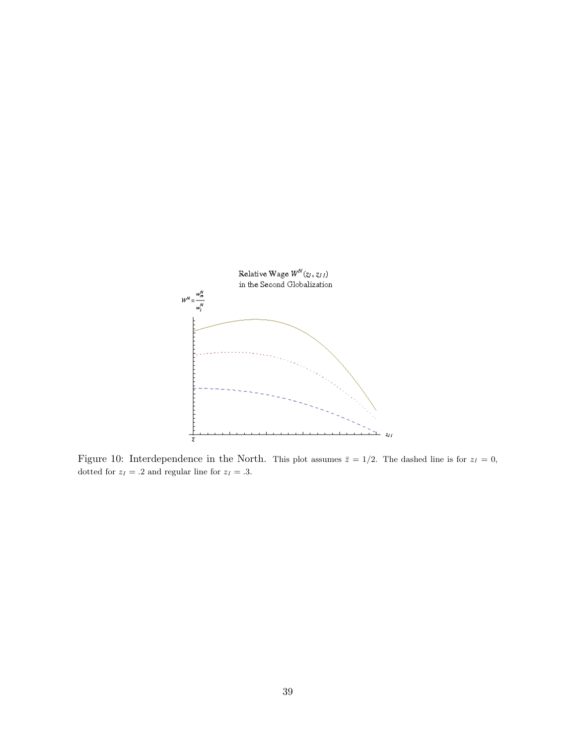Relative Wage $W^N(z_I, z_{II})$
in the Second Globalization

$W^N = \frac{w_m^N}{w_l^N}$

$\bar{z}$

$z_{II}$

Figure 10: Interdependence in the North. This plot assumes $\bar{z} = 1/2$. The dashed line is for $z_I = 0$, dotted for $z_I = .2$ and regular line for $z_I = .3$.